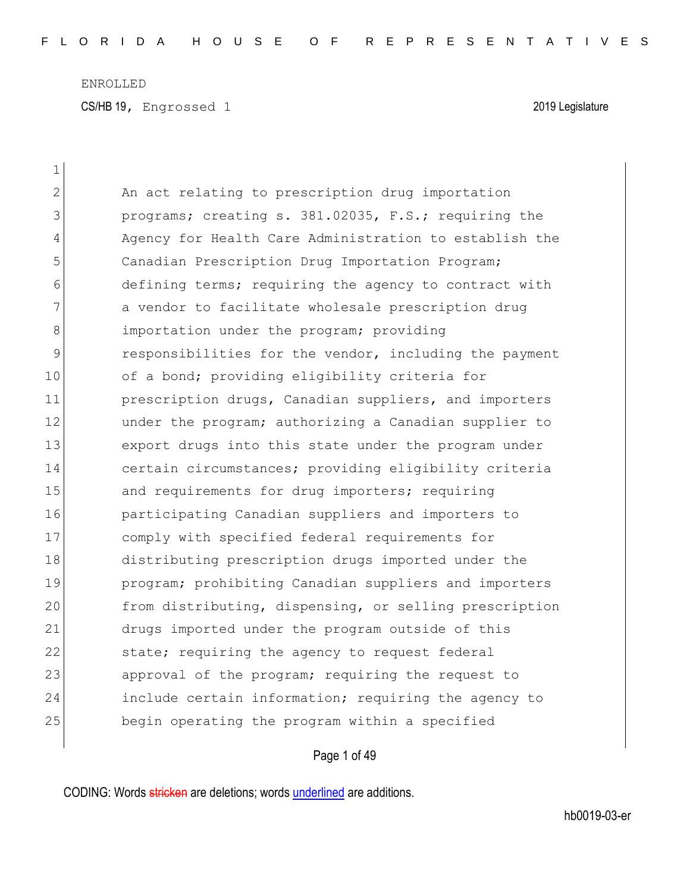ENROLLED

CS/HB 19, Engrossed 1 2019 Legislature

1

2 An act relating to prescription drug importation
3 programs; creating s. 381.02035, F.S.; requiring the
4 Agency for Health Care Administration to establish the
5 Canadian Prescription Drug Importation Program;
6 defining terms; requiring the agency to contract with
7 a vendor to facilitate wholesale prescription drug
8 importation under the program; providing
9 responsibilities for the vendor, including the payment
10 of a bond; providing eligibility criteria for
11 prescription drugs, Canadian suppliers, and importers
12 under the program; authorizing a Canadian supplier to
13 export drugs into this state under the program under
14 certain circumstances; providing eligibility criteria
15 and requirements for drug importers; requiring
16 participating Canadian suppliers and importers to
17 comply with specified federal requirements for
18 distributing prescription drugs imported under the
19 program; prohibiting Canadian suppliers and importers
20 from distributing, dispensing, or selling prescription
21 drugs imported under the program outside of this
22 state; requiring the agency to request federal
23 approval of the program; requiring the request to
24 include certain information; requiring the agency to
25 begin operating the program within a specified

CODING: Words stricken are deletions; words underlined are additions.

hb0019-03-er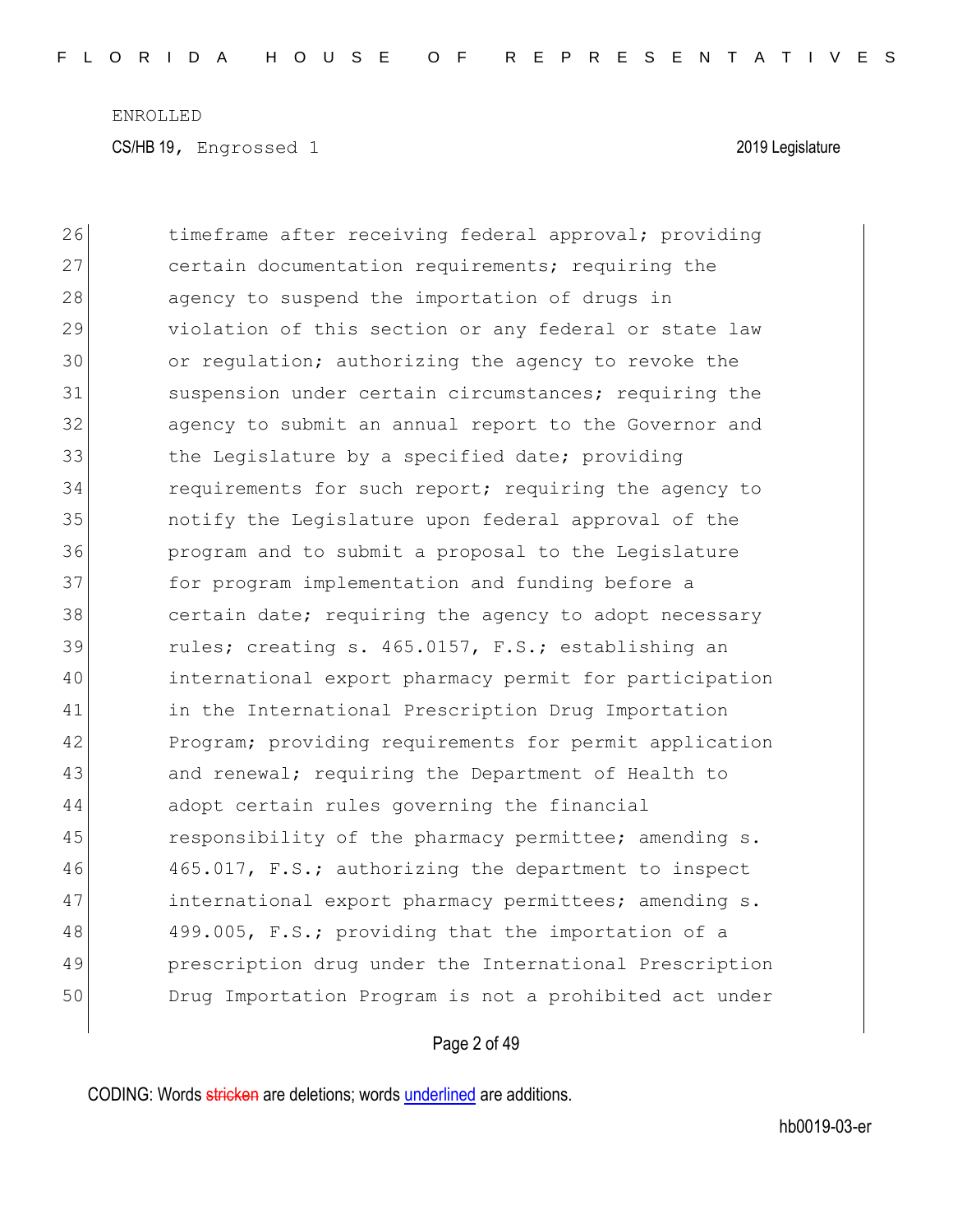ENROLLED

CS/HB 19, Engrossed 1 2019 Legislature

26 timeframe after receiving federal approval; providing
27 certain documentation requirements; requiring the
28 agency to suspend the importation of drugs in
29 violation of this section or any federal or state law
30 or regulation; authorizing the agency to revoke the
31 suspension under certain circumstances; requiring the
32 agency to submit an annual report to the Governor and
33 the Legislature by a specified date; providing
34 requirements for such report; requiring the agency to
35 notify the Legislature upon federal approval of the
36 program and to submit a proposal to the Legislature
37 for program implementation and funding before a
38 certain date; requiring the agency to adopt necessary
39 rules; creating s. 465.0157, F.S.; establishing an
40 international export pharmacy permit for participation
41 in the International Prescription Drug Importation
42 Program; providing requirements for permit application
43 and renewal; requiring the Department of Health to
44 adopt certain rules governing the financial
45 responsibility of the pharmacy permittee; amending s.
46 465.017, F.S.; authorizing the department to inspect
47 international export pharmacy permittees; amending s.
48 499.005, F.S.; providing that the importation of a
49 prescription drug under the International Prescription
50 Drug Importation Program is not a prohibited act under

CODING: Words stricken are deletions; words underlined are additions.

hb0019-03-er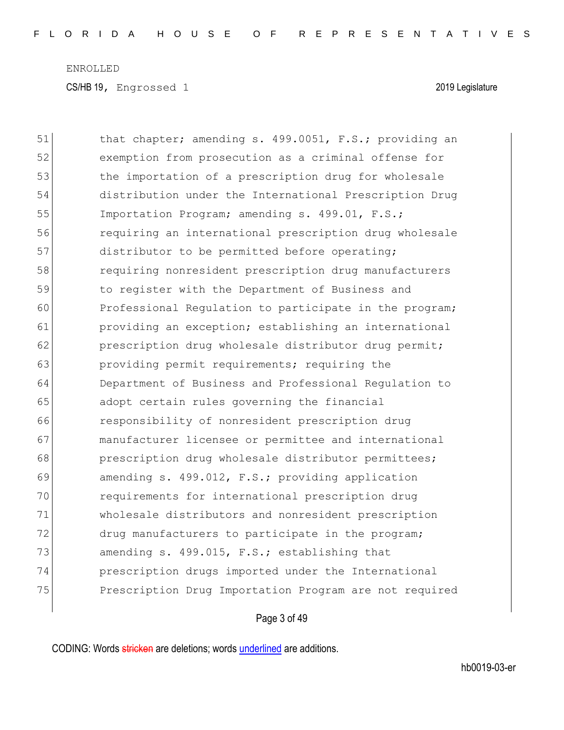that chapter; amending s. 499.0051, F.S.; providing an exemption from prosecution as a criminal offense for the importation of a prescription drug for wholesale distribution under the International Prescription Drug Importation Program; amending s. 499.01, F.S.; requiring an international prescription drug wholesale distributor to be permitted before operating; requiring nonresident prescription drug manufacturers to register with the Department of Business and Professional Regulation to participate in the program; providing an exception; establishing an international prescription drug wholesale distributor drug permit; providing permit requirements; requiring the Department of Business and Professional Regulation to adopt certain rules governing the financial responsibility of nonresident prescription drug manufacturer licensee or permittee and international prescription drug wholesale distributor permittees; amending s. 499.012, F.S.; providing application requirements for international prescription drug wholesale distributors and nonresident prescription drug manufacturers to participate in the program; amending s. 499.015, F.S.; establishing that prescription drugs imported under the International Prescription Drug Importation Program are not required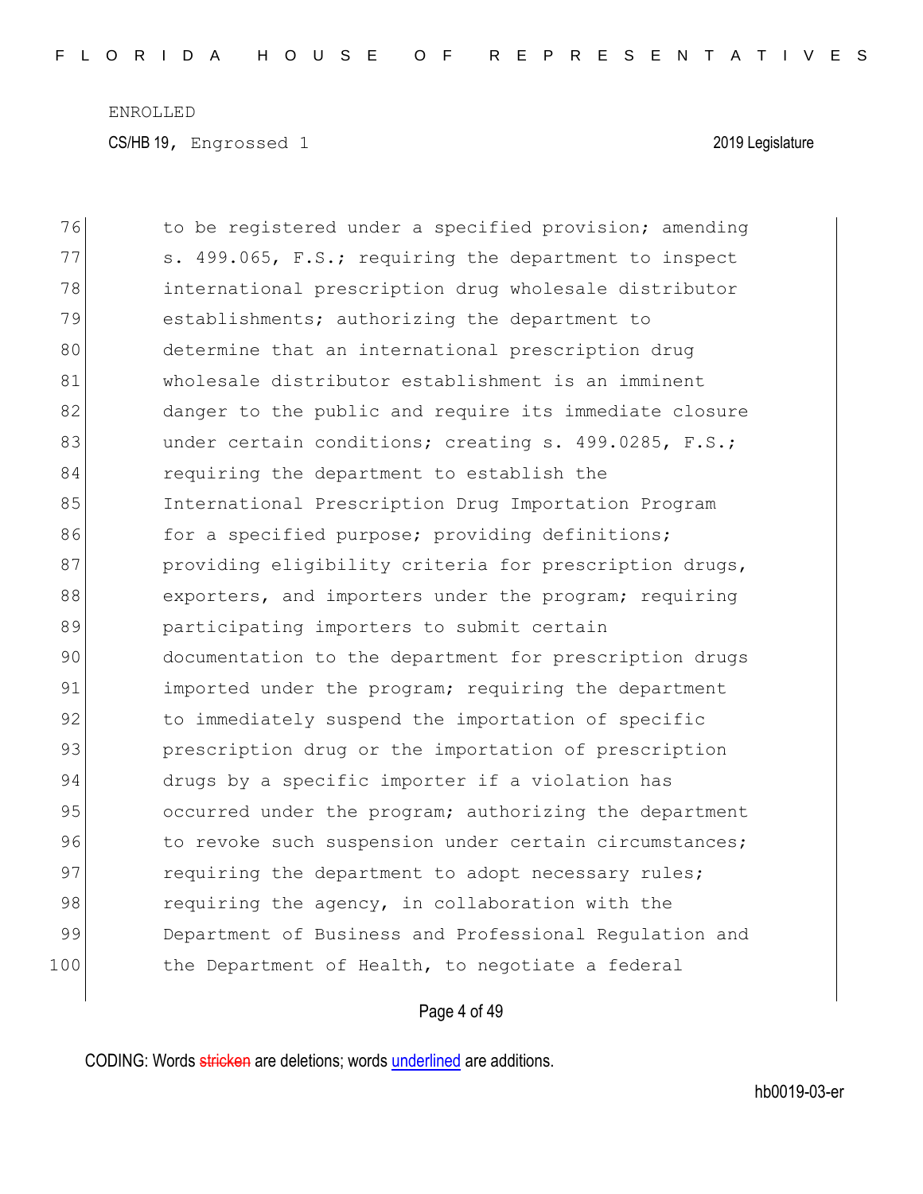76 to be registered under a specified provision; amending
77 s. 499.065, F.S.; requiring the department to inspect
78 international prescription drug wholesale distributor
79 establishments; authorizing the department to
80 determine that an international prescription drug
81 wholesale distributor establishment is an imminent
82 danger to the public and require its immediate closure
83 under certain conditions; creating s. 499.0285, F.S.;
84 requiring the department to establish the
85 International Prescription Drug Importation Program
86 for a specified purpose; providing definitions;
87 providing eligibility criteria for prescription drugs,
88 exporters, and importers under the program; requiring
89 participating importers to submit certain
90 documentation to the department for prescription drugs
91 imported under the program; requiring the department
92 to immediately suspend the importation of specific
93 prescription drug or the importation of prescription
94 drugs by a specific importer if a violation has
95 occurred under the program; authorizing the department
96 to revoke such suspension under certain circumstances;
97 requiring the department to adopt necessary rules;
98 requiring the agency, in collaboration with the
99 Department of Business and Professional Regulation and
100 the Department of Health, to negotiate a federal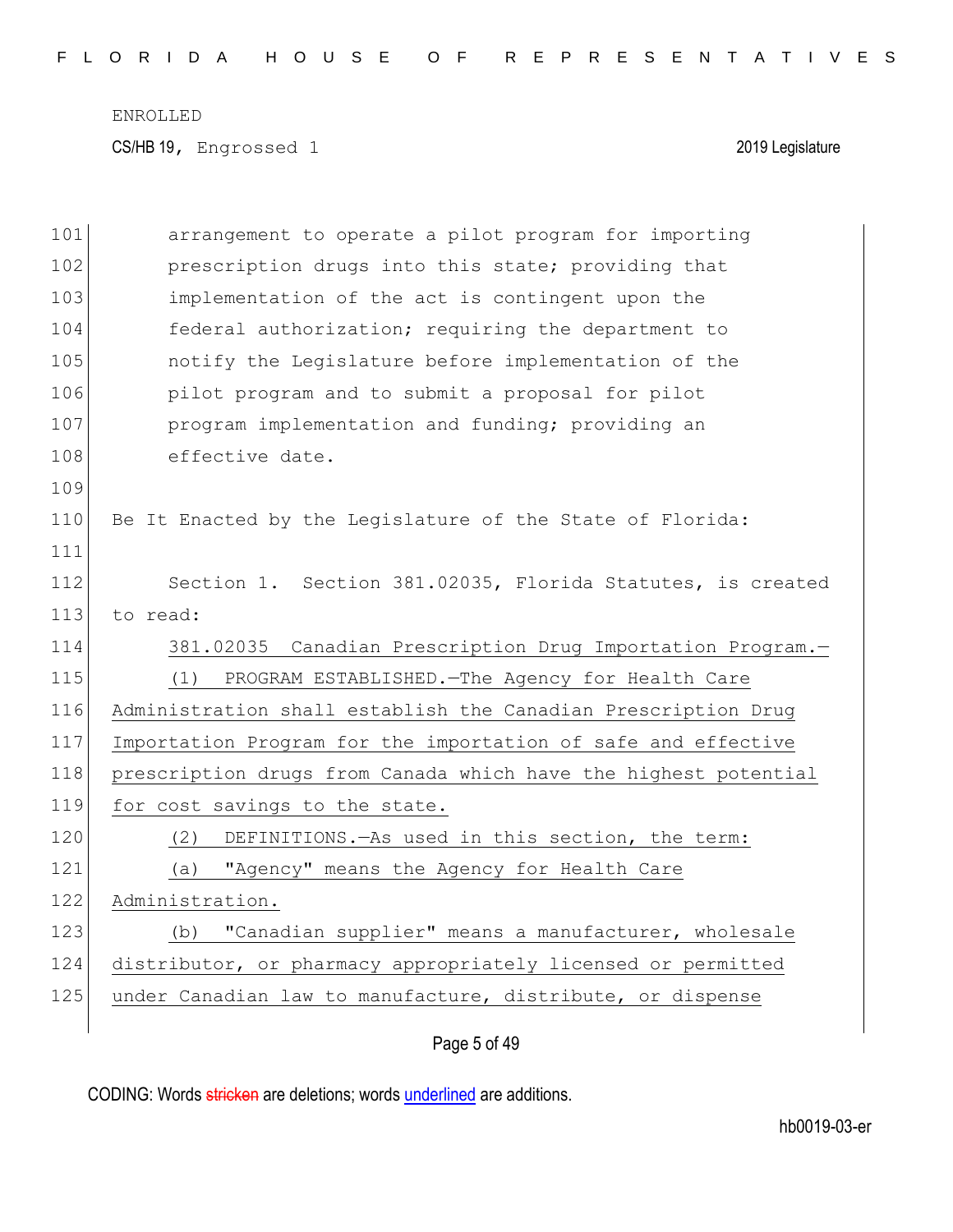arrangement to operate a pilot program for importing prescription drugs into this state; providing that implementation of the act is contingent upon the federal authorization; requiring the department to notify the Legislature before implementation of the pilot program and to submit a proposal for pilot program implementation and funding; providing an effective date.

Be It Enacted by the Legislature of the State of Florida:

Section 1. Section 381.02035, Florida Statutes, is created to read:

381.02035 Canadian Prescription Drug Importation Program.—

(1) PROGRAM ESTABLISHED.—The Agency for Health Care Administration shall establish the Canadian Prescription Drug Importation Program for the importation of safe and effective prescription drugs from Canada which have the highest potential for cost savings to the state.

(2) DEFINITIONS.—As used in this section, the term:

(a) "Agency" means the Agency for Health Care Administration.

(b) "Canadian supplier" means a manufacturer, wholesale distributor, or pharmacy appropriately licensed or permitted under Canadian law to manufacture, distribute, or dispense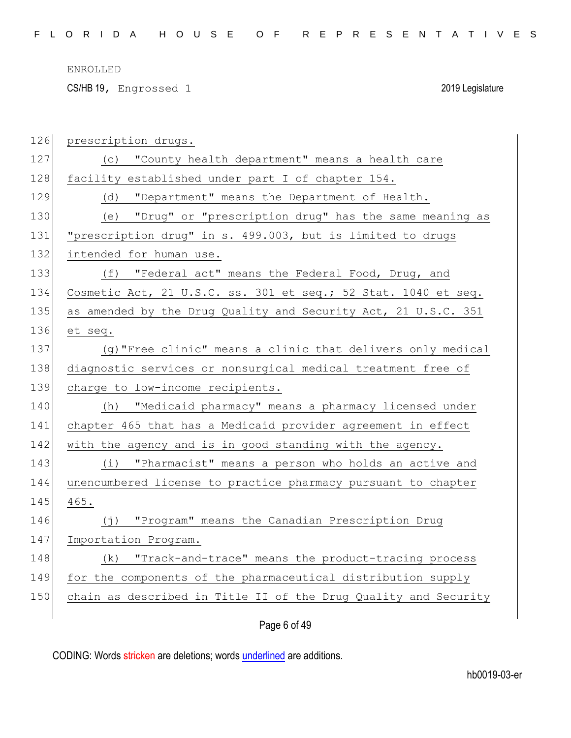ENROLLED

CS/HB 19, Engrossed 1 2019 Legislature

126 prescription drugs.

127 (c) "County health department" means a health care

128 facility established under part I of chapter 154.

129 (d) "Department" means the Department of Health.

130 (e) "Drug" or "prescription drug" has the same meaning as

131 "prescription drug" in s. 499.003, but is limited to drugs

132 intended for human use.

133 (f) "Federal act" means the Federal Food, Drug, and

134 Cosmetic Act, 21 U.S.C. ss. 301 et seq.; 52 Stat. 1040 et seq.

135 as amended by the Drug Quality and Security Act, 21 U.S.C. 351

136 et seq.

137 (g)"Free clinic" means a clinic that delivers only medical

138 diagnostic services or nonsurgical medical treatment free of

139 charge to low-income recipients.

140 (h) "Medicaid pharmacy" means a pharmacy licensed under

141 chapter 465 that has a Medicaid provider agreement in effect

142 with the agency and is in good standing with the agency.

143 (i) "Pharmacist" means a person who holds an active and

144 unencumbered license to practice pharmacy pursuant to chapter

145 465.

146 (j) "Program" means the Canadian Prescription Drug

147 Importation Program.

148 (k) "Track-and-trace" means the product-tracing process

149 for the components of the pharmaceutical distribution supply

150 chain as described in Title II of the Drug Quality and Security

CODING: Words stricken are deletions; words underlined are additions.

hb0019-03-er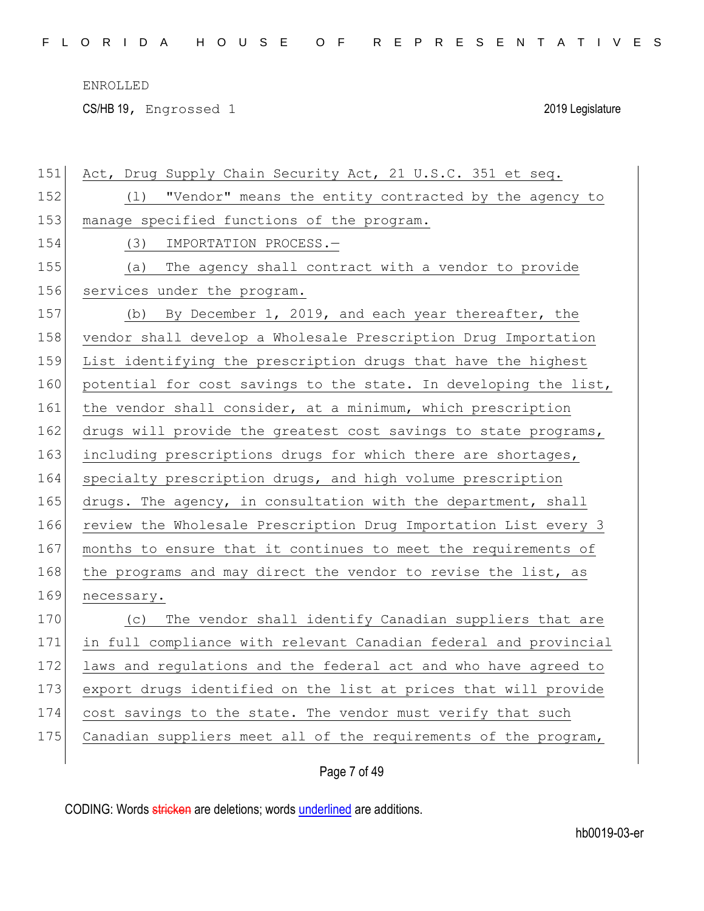Act, Drug Supply Chain Security Act, 21 U.S.C. 351 et seq.

(l) "Vendor" means the entity contracted by the agency to manage specified functions of the program.

(3) IMPORTATION PROCESS.—

(a) The agency shall contract with a vendor to provide services under the program.

(b) By December 1, 2019, and each year thereafter, the vendor shall develop a Wholesale Prescription Drug Importation List identifying the prescription drugs that have the highest potential for cost savings to the state. In developing the list, the vendor shall consider, at a minimum, which prescription drugs will provide the greatest cost savings to state programs, including prescriptions drugs for which there are shortages, specialty prescription drugs, and high volume prescription drugs. The agency, in consultation with the department, shall review the Wholesale Prescription Drug Importation List every 3 months to ensure that it continues to meet the requirements of the programs and may direct the vendor to revise the list, as necessary.

(c) The vendor shall identify Canadian suppliers that are in full compliance with relevant Canadian federal and provincial laws and regulations and the federal act and who have agreed to export drugs identified on the list at prices that will provide cost savings to the state. The vendor must verify that such Canadian suppliers meet all of the requirements of the program,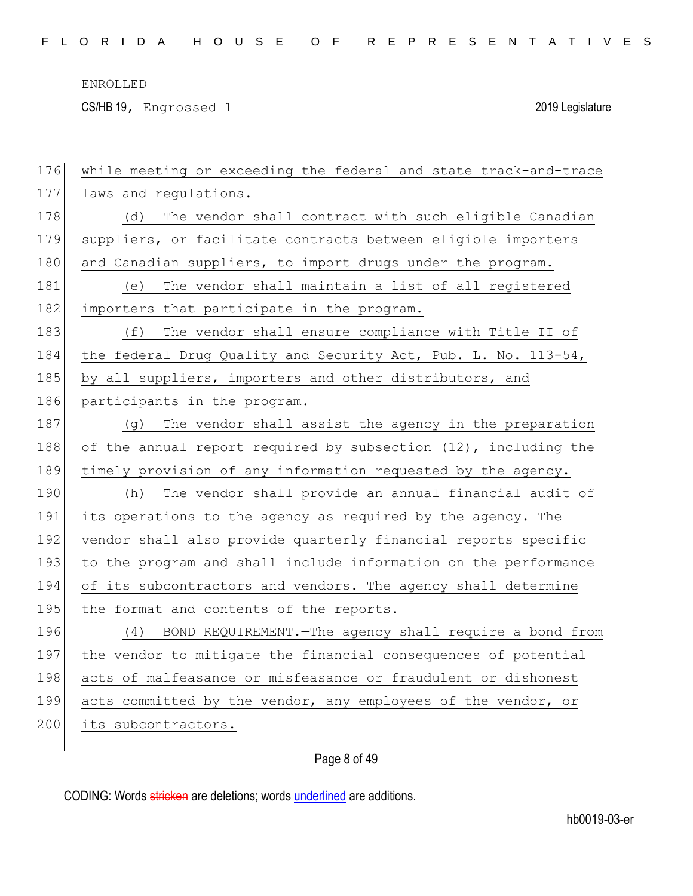while meeting or exceeding the federal and state track-and-trace laws and regulations.

(d) The vendor shall contract with such eligible Canadian suppliers, or facilitate contracts between eligible importers and Canadian suppliers, to import drugs under the program.

(e) The vendor shall maintain a list of all registered importers that participate in the program.

(f) The vendor shall ensure compliance with Title II of the federal Drug Quality and Security Act, Pub. L. No. 113-54, by all suppliers, importers and other distributors, and participants in the program.

(g) The vendor shall assist the agency in the preparation of the annual report required by subsection (12), including the timely provision of any information requested by the agency.

(h) The vendor shall provide an annual financial audit of its operations to the agency as required by the agency. The vendor shall also provide quarterly financial reports specific to the program and shall include information on the performance of its subcontractors and vendors. The agency shall determine the format and contents of the reports.

(4) BOND REQUIREMENT.—The agency shall require a bond from the vendor to mitigate the financial consequences of potential acts of malfeasance or misfeasance or fraudulent or dishonest acts committed by the vendor, any employees of the vendor, or its subcontractors.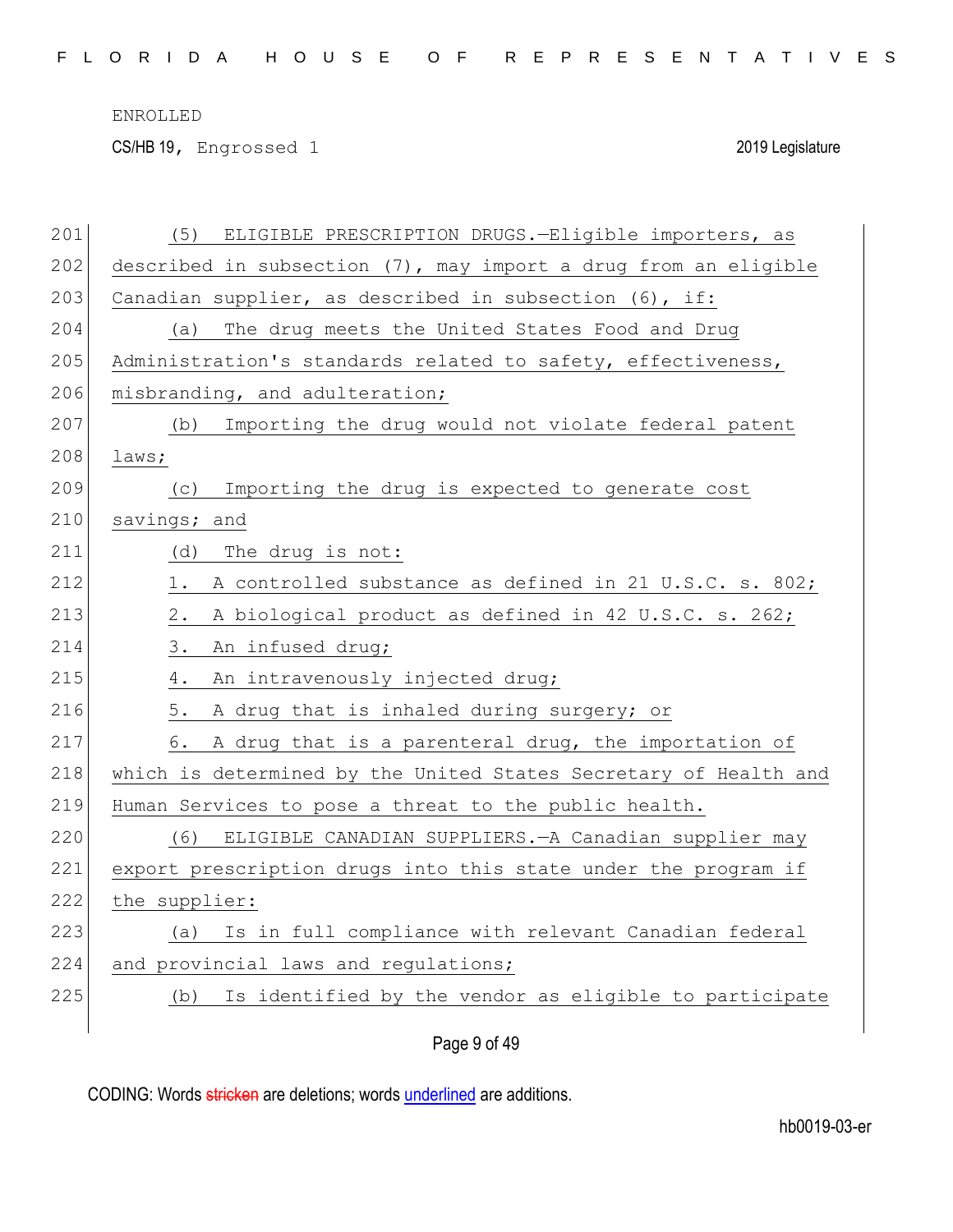(5) ELIGIBLE PRESCRIPTION DRUGS.—Eligible importers, as described in subsection (7), may import a drug from an eligible Canadian supplier, as described in subsection (6), if:

(a) The drug meets the United States Food and Drug Administration's standards related to safety, effectiveness, misbranding, and adulteration;

(b) Importing the drug would not violate federal patent laws;

(c) Importing the drug is expected to generate cost savings; and

(d) The drug is not:

1. A controlled substance as defined in 21 U.S.C. s. 802;

2. A biological product as defined in 42 U.S.C. s. 262;

3. An infused drug;

4. An intravenously injected drug;

5. A drug that is inhaled during surgery; or

6. A drug that is a parenteral drug, the importation of which is determined by the United States Secretary of Health and Human Services to pose a threat to the public health.

(6) ELIGIBLE CANADIAN SUPPLIERS.—A Canadian supplier may export prescription drugs into this state under the program if the supplier:

(a) Is in full compliance with relevant Canadian federal and provincial laws and regulations;

(b) Is identified by the vendor as eligible to participate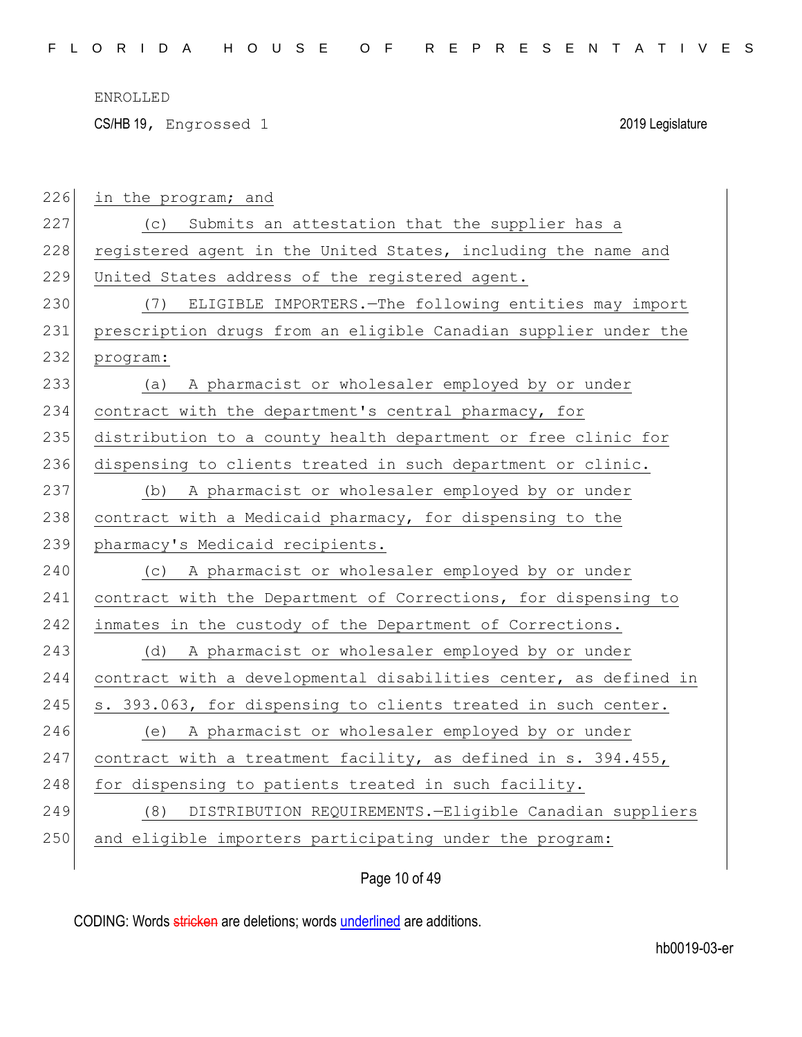in the program; and

(c) Submits an attestation that the supplier has a registered agent in the United States, including the name and United States address of the registered agent.

(7) ELIGIBLE IMPORTERS.—The following entities may import prescription drugs from an eligible Canadian supplier under the program:

(a) A pharmacist or wholesaler employed by or under contract with the department's central pharmacy, for distribution to a county health department or free clinic for dispensing to clients treated in such department or clinic.

(b) A pharmacist or wholesaler employed by or under contract with a Medicaid pharmacy, for dispensing to the pharmacy's Medicaid recipients.

(c) A pharmacist or wholesaler employed by or under contract with the Department of Corrections, for dispensing to inmates in the custody of the Department of Corrections.

(d) A pharmacist or wholesaler employed by or under contract with a developmental disabilities center, as defined in s. 393.063, for dispensing to clients treated in such center.

(e) A pharmacist or wholesaler employed by or under contract with a treatment facility, as defined in s. 394.455, for dispensing to patients treated in such facility.

(8) DISTRIBUTION REQUIREMENTS.—Eligible Canadian suppliers and eligible importers participating under the program: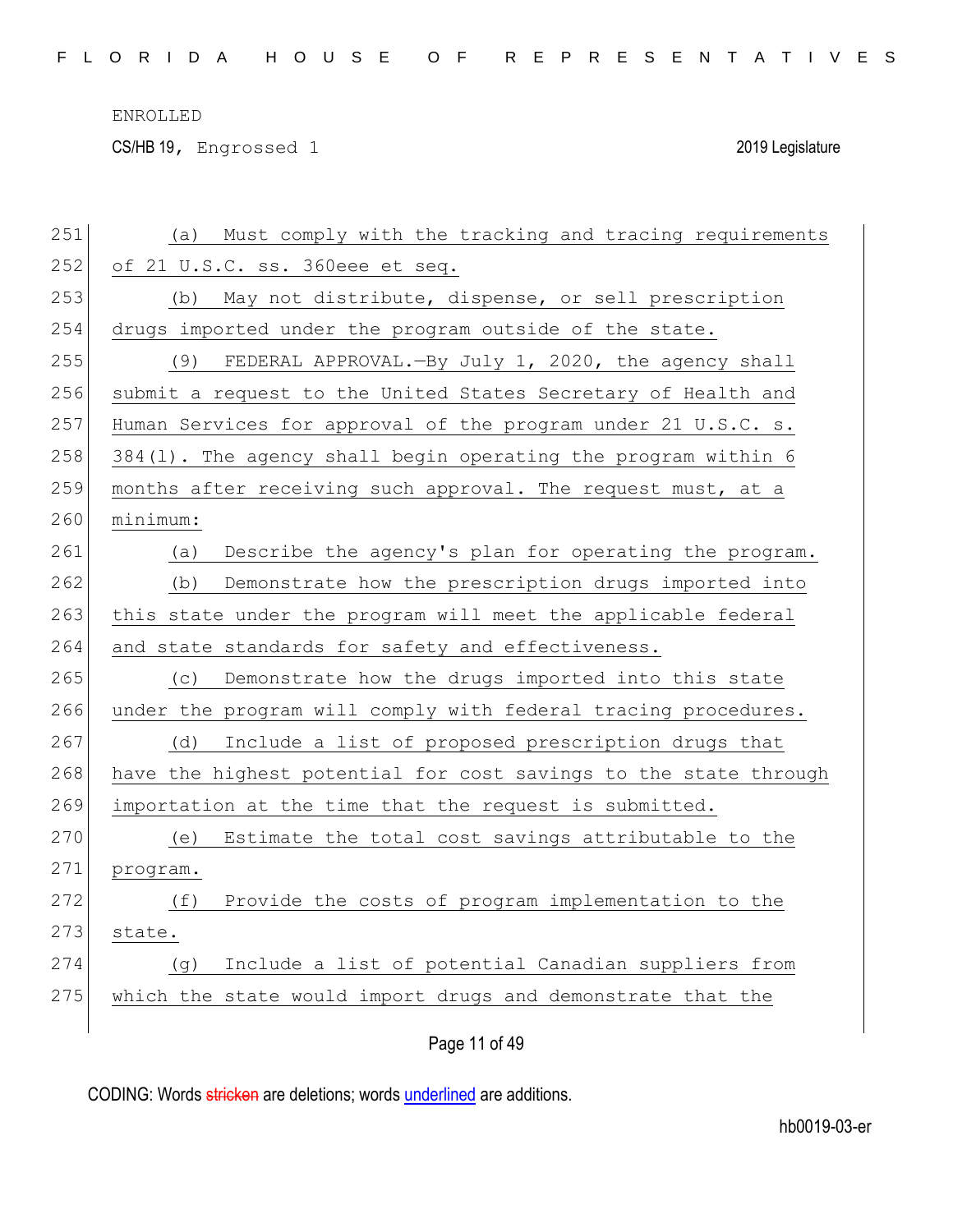251 (a) Must comply with the tracking and tracing requirements
252 of 21 U.S.C. ss. 360eee et seq.

253 (b) May not distribute, dispense, or sell prescription
254 drugs imported under the program outside of the state.

255 (9) FEDERAL APPROVAL.—By July 1, 2020, the agency shall
256 submit a request to the United States Secretary of Health and
257 Human Services for approval of the program under 21 U.S.C. s.
258 384(l). The agency shall begin operating the program within 6
259 months after receiving such approval. The request must, at a
260 minimum:

261 (a) Describe the agency's plan for operating the program.

262 (b) Demonstrate how the prescription drugs imported into
263 this state under the program will meet the applicable federal
264 and state standards for safety and effectiveness.

265 (c) Demonstrate how the drugs imported into this state
266 under the program will comply with federal tracing procedures.

267 (d) Include a list of proposed prescription drugs that
268 have the highest potential for cost savings to the state through
269 importation at the time that the request is submitted.

270 (e) Estimate the total cost savings attributable to the
271 program.

272 (f) Provide the costs of program implementation to the
273 state.

274 (g) Include a list of potential Canadian suppliers from
275 which the state would import drugs and demonstrate that the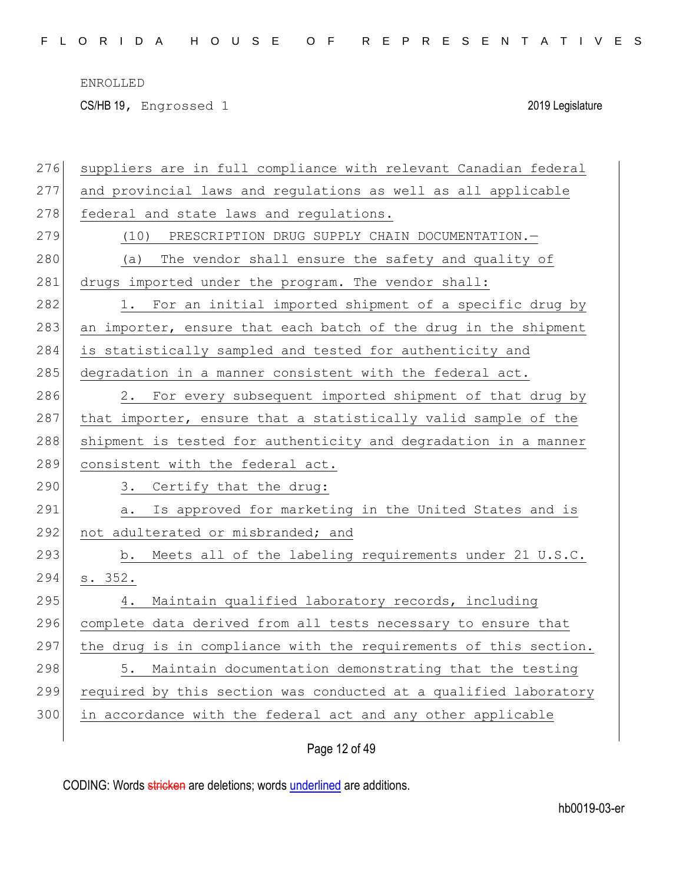suppliers are in full compliance with relevant Canadian federal and provincial laws and regulations as well as all applicable federal and state laws and regulations.

(10) PRESCRIPTION DRUG SUPPLY CHAIN DOCUMENTATION.—

(a) The vendor shall ensure the safety and quality of drugs imported under the program. The vendor shall:

1. For an initial imported shipment of a specific drug by an importer, ensure that each batch of the drug in the shipment is statistically sampled and tested for authenticity and degradation in a manner consistent with the federal act.

2. For every subsequent imported shipment of that drug by that importer, ensure that a statistically valid sample of the shipment is tested for authenticity and degradation in a manner consistent with the federal act.

3. Certify that the drug:

a. Is approved for marketing in the United States and is not adulterated or misbranded; and

b. Meets all of the labeling requirements under 21 U.S.C. s. 352.

4. Maintain qualified laboratory records, including complete data derived from all tests necessary to ensure that the drug is in compliance with the requirements of this section.

5. Maintain documentation demonstrating that the testing required by this section was conducted at a qualified laboratory in accordance with the federal act and any other applicable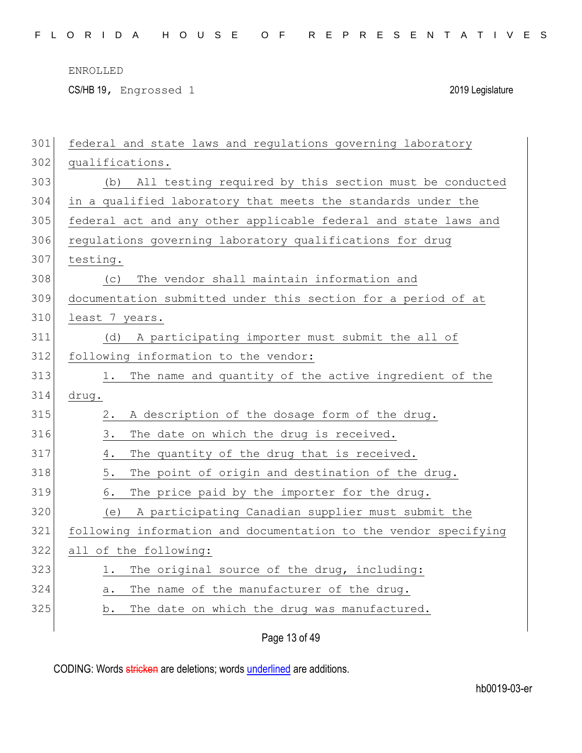federal and state laws and regulations governing laboratory qualifications.

(b) All testing required by this section must be conducted in a qualified laboratory that meets the standards under the federal act and any other applicable federal and state laws and regulations governing laboratory qualifications for drug testing.

(c) The vendor shall maintain information and documentation submitted under this section for a period of at least 7 years.

(d) A participating importer must submit the all of following information to the vendor:

1. The name and quantity of the active ingredient of the drug.

2. A description of the dosage form of the drug.

3. The date on which the drug is received.

4. The quantity of the drug that is received.

5. The point of origin and destination of the drug.

6. The price paid by the importer for the drug.

(e) A participating Canadian supplier must submit the following information and documentation to the vendor specifying all of the following:

1. The original source of the drug, including:

a. The name of the manufacturer of the drug.

b. The date on which the drug was manufactured.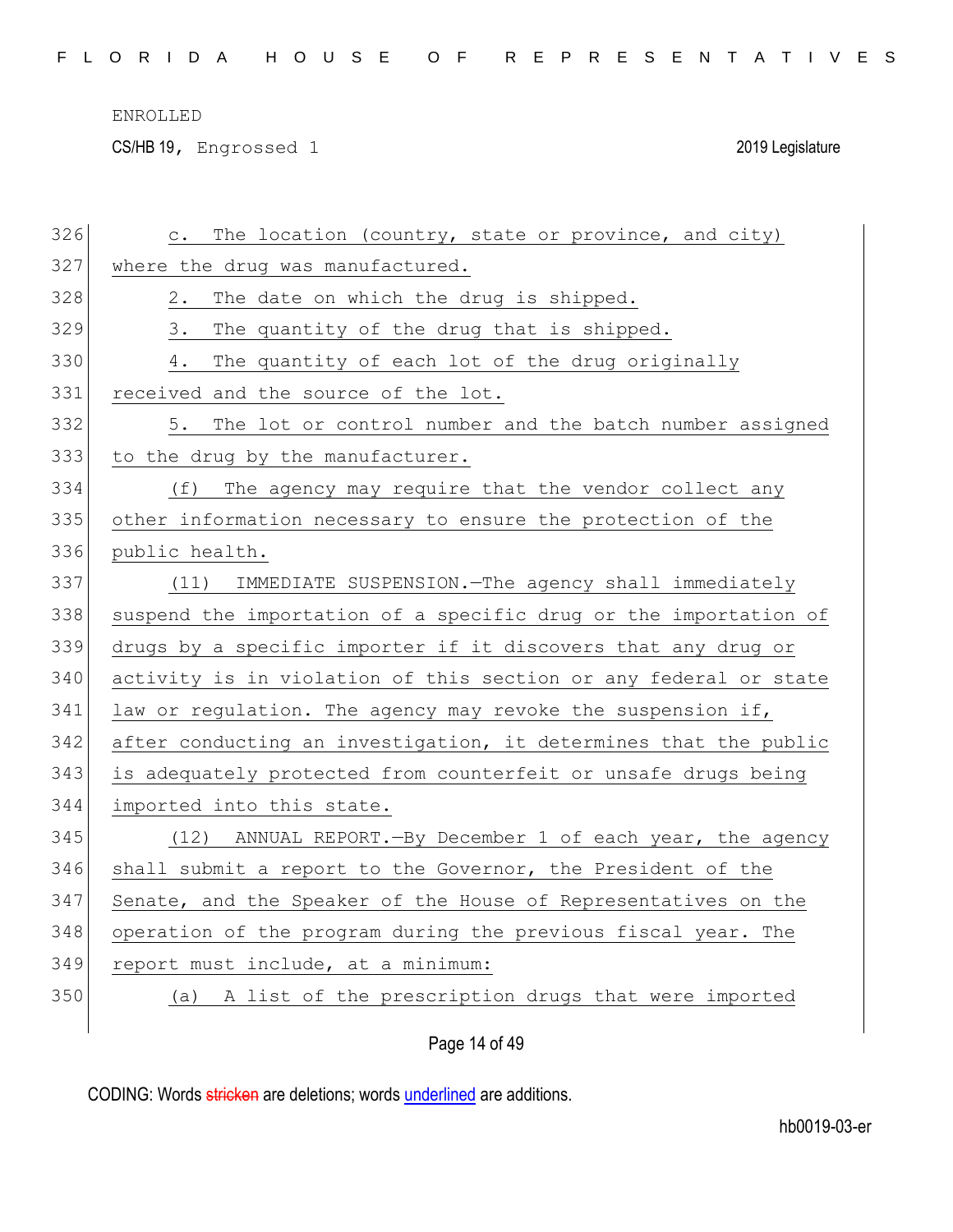c. The location (country, state or province, and city) where the drug was manufactured.

2. The date on which the drug is shipped.

3. The quantity of the drug that is shipped.

4. The quantity of each lot of the drug originally received and the source of the lot.

5. The lot or control number and the batch number assigned to the drug by the manufacturer.

(f) The agency may require that the vendor collect any other information necessary to ensure the protection of the public health.

(11) IMMEDIATE SUSPENSION.—The agency shall immediately suspend the importation of a specific drug or the importation of drugs by a specific importer if it discovers that any drug or activity is in violation of this section or any federal or state law or regulation. The agency may revoke the suspension if, after conducting an investigation, it determines that the public is adequately protected from counterfeit or unsafe drugs being imported into this state.

(12) ANNUAL REPORT.—By December 1 of each year, the agency shall submit a report to the Governor, the President of the Senate, and the Speaker of the House of Representatives on the operation of the program during the previous fiscal year. The report must include, at a minimum:

(a) A list of the prescription drugs that were imported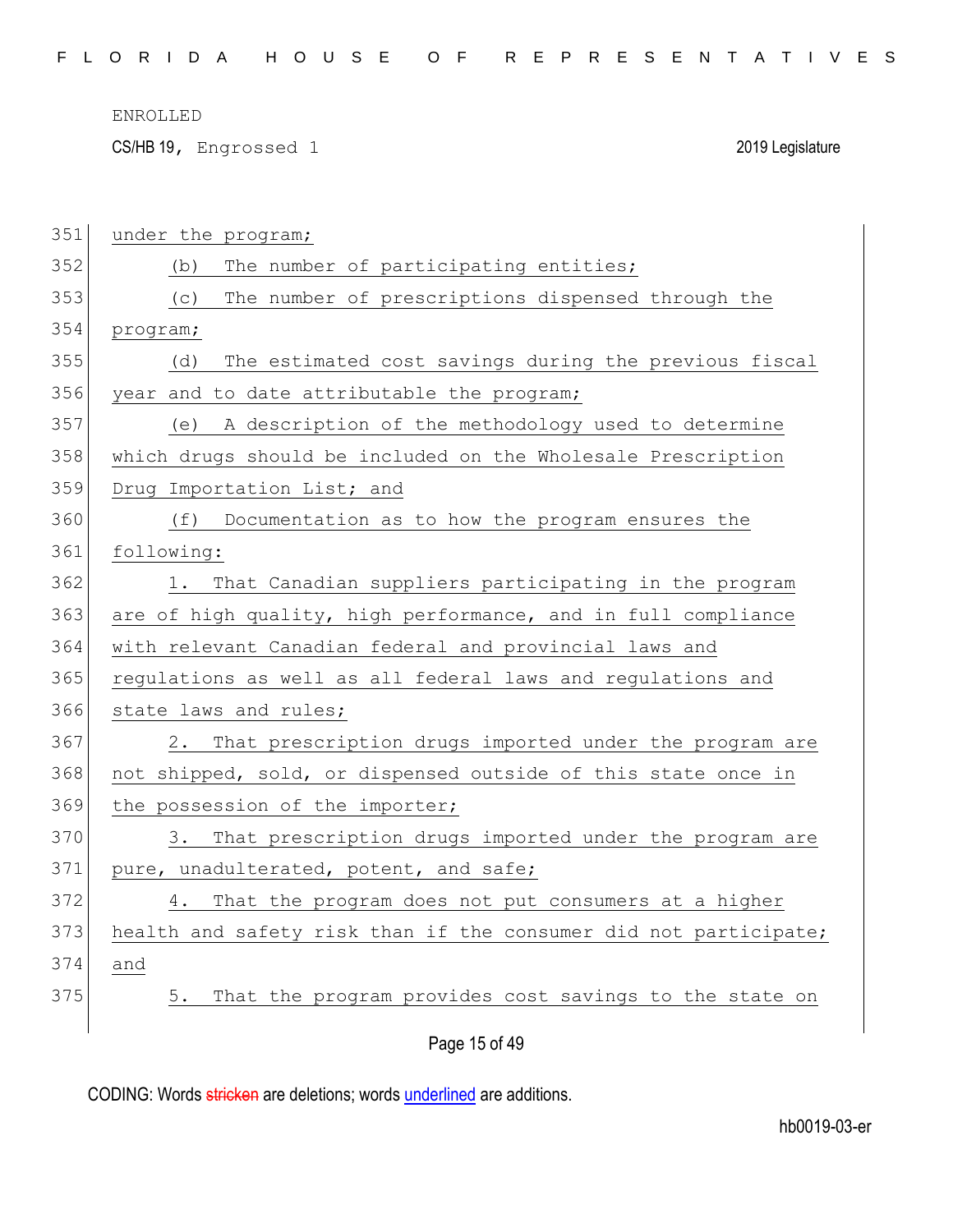under the program;

(b) The number of participating entities;

(c) The number of prescriptions dispensed through the program;

(d) The estimated cost savings during the previous fiscal year and to date attributable the program;

(e) A description of the methodology used to determine which drugs should be included on the Wholesale Prescription Drug Importation List; and

(f) Documentation as to how the program ensures the following:

1. That Canadian suppliers participating in the program are of high quality, high performance, and in full compliance with relevant Canadian federal and provincial laws and regulations as well as all federal laws and regulations and state laws and rules;

2. That prescription drugs imported under the program are not shipped, sold, or dispensed outside of this state once in the possession of the importer;

3. That prescription drugs imported under the program are pure, unadulterated, potent, and safe;

4. That the program does not put consumers at a higher health and safety risk than if the consumer did not participate; and

5. That the program provides cost savings to the state on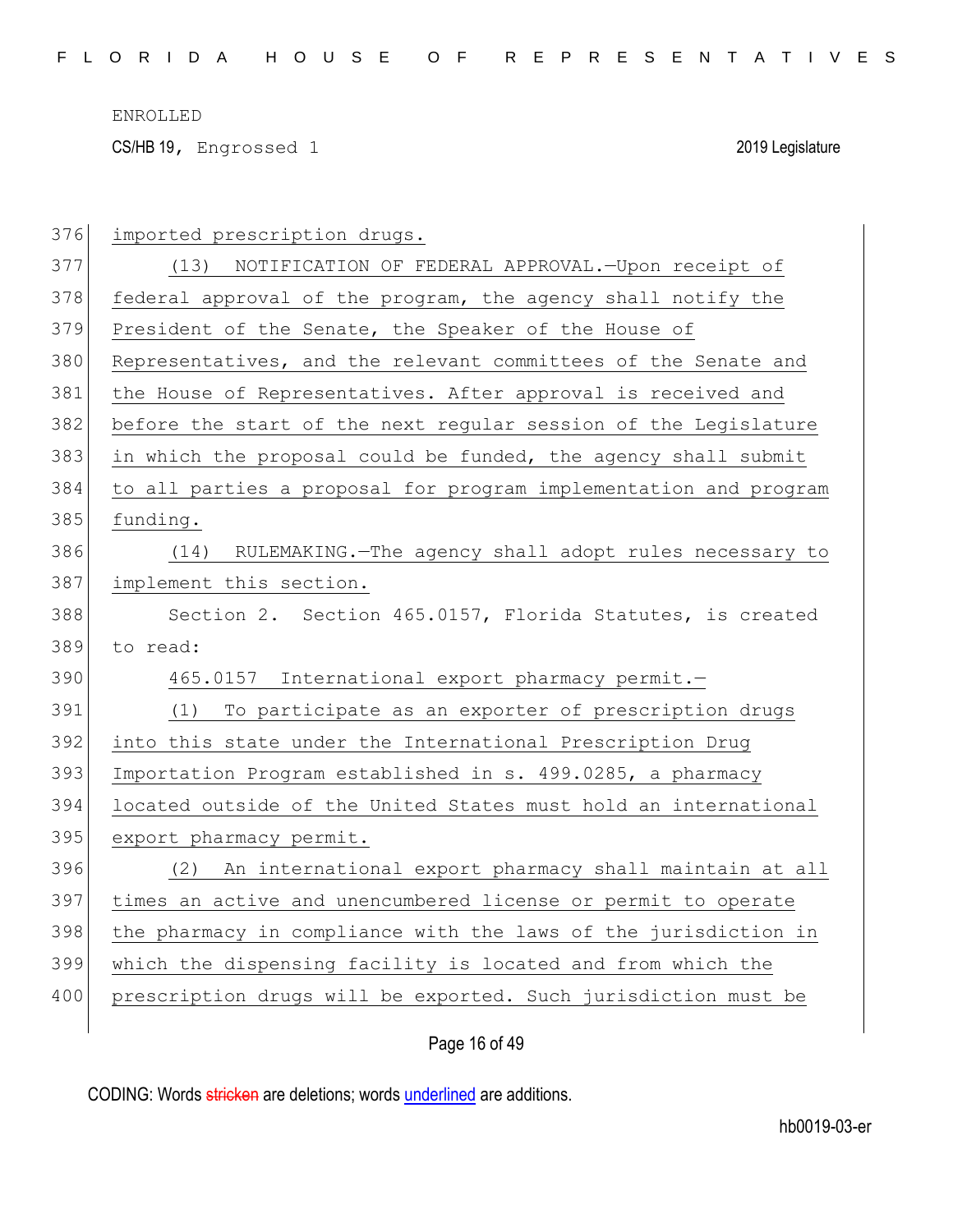imported prescription drugs.

(13) NOTIFICATION OF FEDERAL APPROVAL.—Upon receipt of federal approval of the program, the agency shall notify the President of the Senate, the Speaker of the House of Representatives, and the relevant committees of the Senate and the House of Representatives. After approval is received and before the start of the next regular session of the Legislature in which the proposal could be funded, the agency shall submit to all parties a proposal for program implementation and program funding.

(14) RULEMAKING.—The agency shall adopt rules necessary to implement this section.

Section 2. Section 465.0157, Florida Statutes, is created to read:

465.0157 International export pharmacy permit.—

(1) To participate as an exporter of prescription drugs into this state under the International Prescription Drug Importation Program established in s. 499.0285, a pharmacy located outside of the United States must hold an international export pharmacy permit.

(2) An international export pharmacy shall maintain at all times an active and unencumbered license or permit to operate the pharmacy in compliance with the laws of the jurisdiction in which the dispensing facility is located and from which the prescription drugs will be exported. Such jurisdiction must be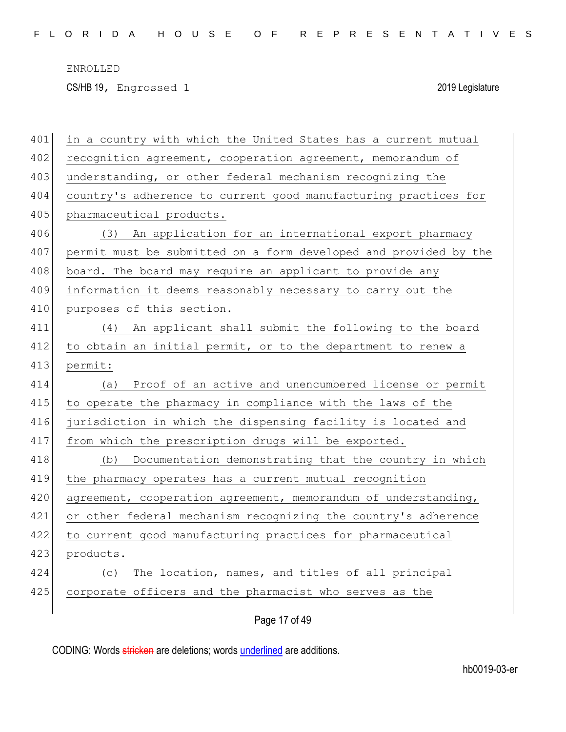in a country with which the United States has a current mutual recognition agreement, cooperation agreement, memorandum of understanding, or other federal mechanism recognizing the country's adherence to current good manufacturing practices for pharmaceutical products.

(3) An application for an international export pharmacy permit must be submitted on a form developed and provided by the board. The board may require an applicant to provide any information it deems reasonably necessary to carry out the purposes of this section.

(4) An applicant shall submit the following to the board to obtain an initial permit, or to the department to renew a permit:

(a) Proof of an active and unencumbered license or permit to operate the pharmacy in compliance with the laws of the jurisdiction in which the dispensing facility is located and from which the prescription drugs will be exported.

(b) Documentation demonstrating that the country in which the pharmacy operates has a current mutual recognition agreement, cooperation agreement, memorandum of understanding, or other federal mechanism recognizing the country's adherence to current good manufacturing practices for pharmaceutical products.

(c) The location, names, and titles of all principal corporate officers and the pharmacist who serves as the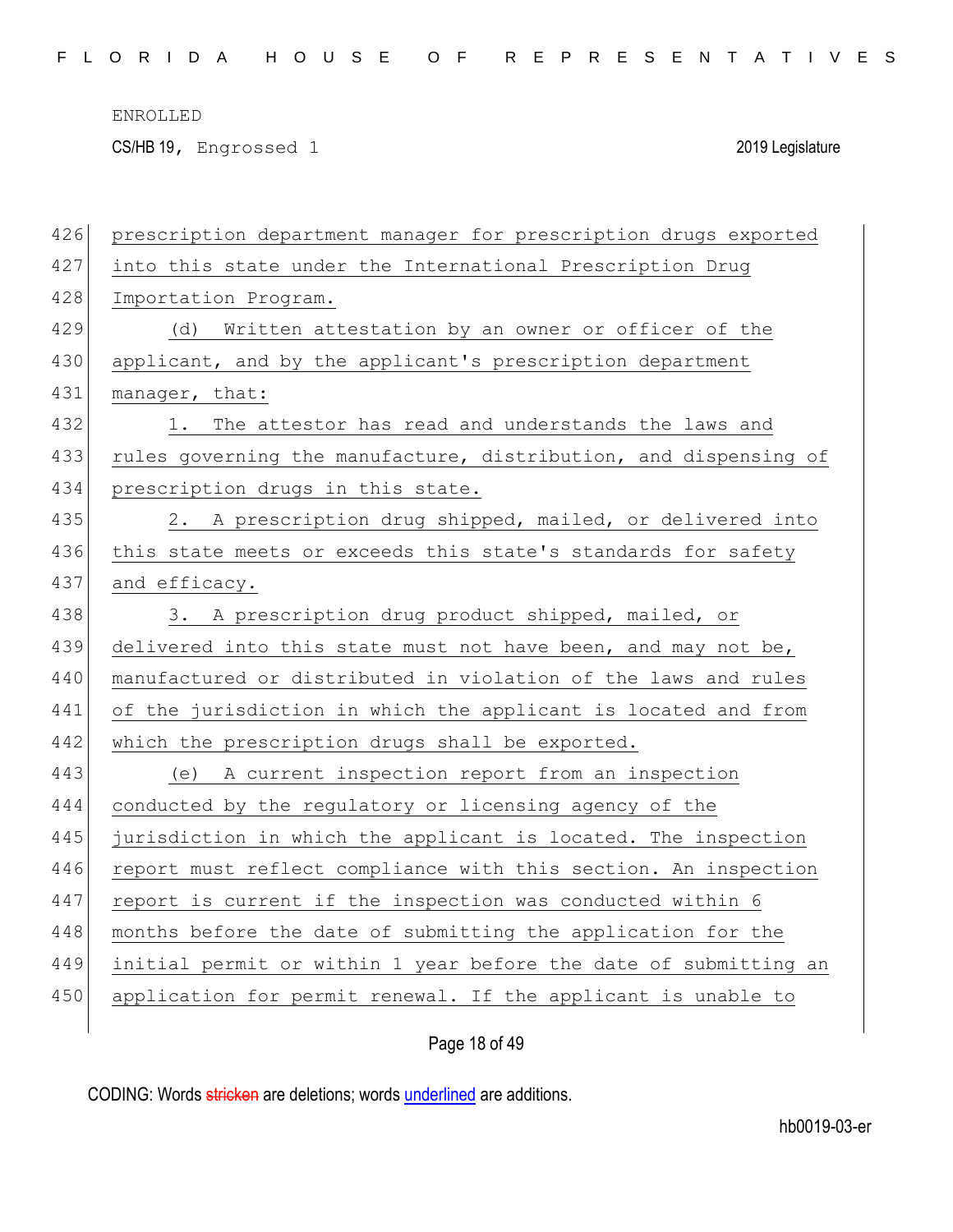prescription department manager for prescription drugs exported into this state under the International Prescription Drug Importation Program.

(d) Written attestation by an owner or officer of the applicant, and by the applicant's prescription department manager, that:

1. The attestor has read and understands the laws and rules governing the manufacture, distribution, and dispensing of prescription drugs in this state.

2. A prescription drug shipped, mailed, or delivered into this state meets or exceeds this state's standards for safety and efficacy.

3. A prescription drug product shipped, mailed, or delivered into this state must not have been, and may not be, manufactured or distributed in violation of the laws and rules of the jurisdiction in which the applicant is located and from which the prescription drugs shall be exported.

(e) A current inspection report from an inspection conducted by the regulatory or licensing agency of the jurisdiction in which the applicant is located. The inspection report must reflect compliance with this section. An inspection report is current if the inspection was conducted within 6 months before the date of submitting the application for the initial permit or within 1 year before the date of submitting an application for permit renewal. If the applicant is unable to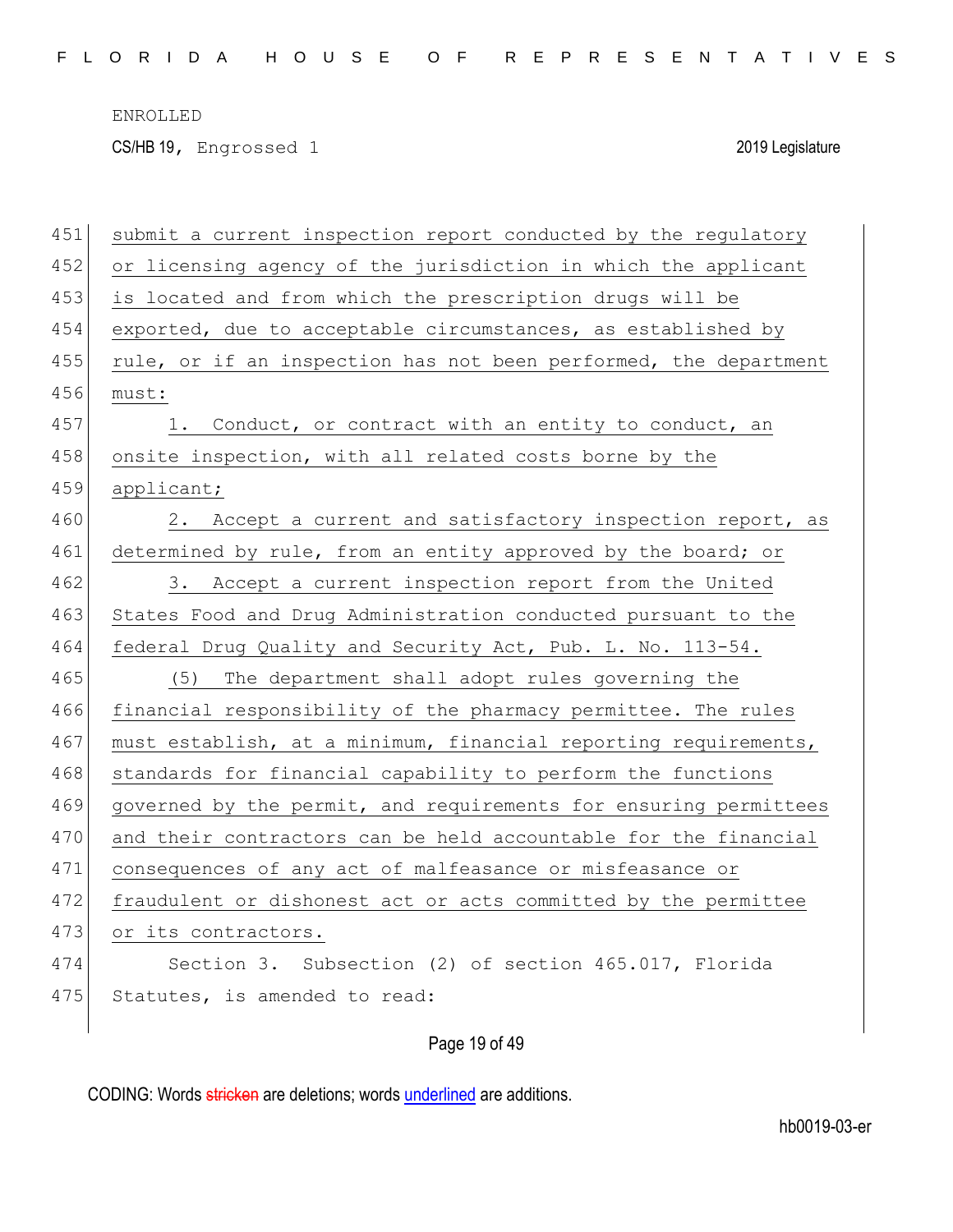submit a current inspection report conducted by the regulatory or licensing agency of the jurisdiction in which the applicant is located and from which the prescription drugs will be exported, due to acceptable circumstances, as established by rule, or if an inspection has not been performed, the department must:

1. Conduct, or contract with an entity to conduct, an onsite inspection, with all related costs borne by the applicant;

2. Accept a current and satisfactory inspection report, as determined by rule, from an entity approved by the board; or

3. Accept a current inspection report from the United States Food and Drug Administration conducted pursuant to the federal Drug Quality and Security Act, Pub. L. No. 113-54.

(5) The department shall adopt rules governing the financial responsibility of the pharmacy permittee. The rules must establish, at a minimum, financial reporting requirements, standards for financial capability to perform the functions governed by the permit, and requirements for ensuring permittees and their contractors can be held accountable for the financial consequences of any act of malfeasance or misfeasance or fraudulent or dishonest act or acts committed by the permittee or its contractors.

Section 3. Subsection (2) of section 465.017, Florida Statutes, is amended to read: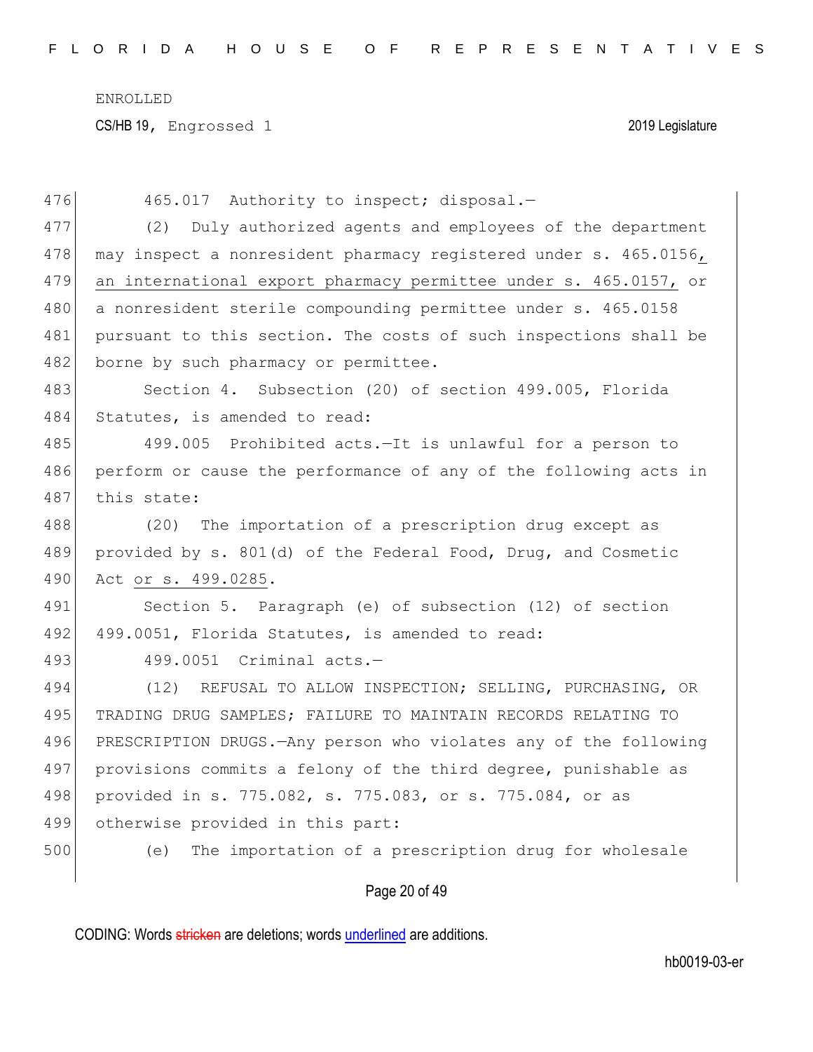465.017 Authority to inspect; disposal.—

(2) Duly authorized agents and employees of the department may inspect a nonresident pharmacy registered under s. 465.0156, an international export pharmacy permittee under s. 465.0157, or a nonresident sterile compounding permittee under s. 465.0158 pursuant to this section. The costs of such inspections shall be borne by such pharmacy or permittee.

Section 4. Subsection (20) of section 499.005, Florida Statutes, is amended to read:

499.005 Prohibited acts.—It is unlawful for a person to perform or cause the performance of any of the following acts in this state:

(20) The importation of a prescription drug except as provided by s. 801(d) of the Federal Food, Drug, and Cosmetic Act or s. 499.0285.

Section 5. Paragraph (e) of subsection (12) of section 499.0051, Florida Statutes, is amended to read:

499.0051 Criminal acts.—

(12) REFUSAL TO ALLOW INSPECTION; SELLING, PURCHASING, OR TRADING DRUG SAMPLES; FAILURE TO MAINTAIN RECORDS RELATING TO PRESCRIPTION DRUGS.—Any person who violates any of the following provisions commits a felony of the third degree, punishable as provided in s. 775.082, s. 775.083, or s. 775.084, or as otherwise provided in this part:

(e) The importation of a prescription drug for wholesale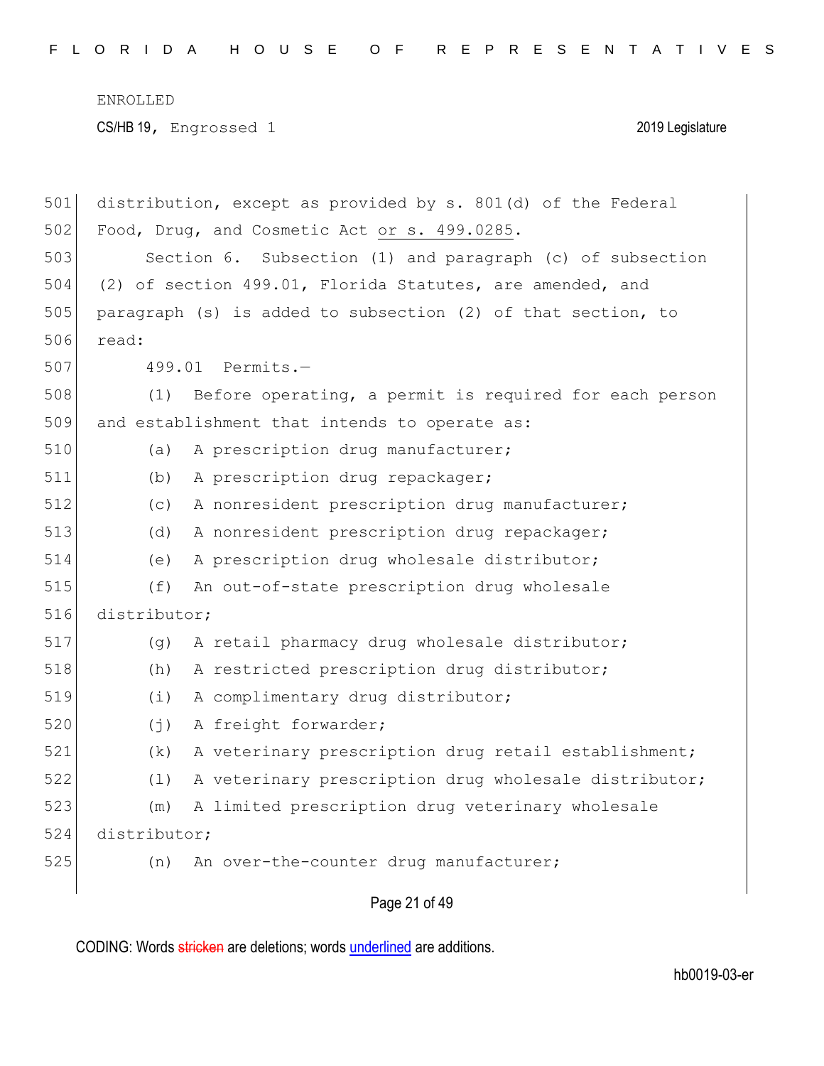distribution, except as provided by s. 801(d) of the Federal Food, Drug, and Cosmetic Act <u>or s. 499.0285</u>.

Section 6. Subsection (1) and paragraph (c) of subsection (2) of section 499.01, Florida Statutes, are amended, and paragraph (s) is added to subsection (2) of that section, to read:

499.01 Permits.—

(1) Before operating, a permit is required for each person and establishment that intends to operate as:

(a) A prescription drug manufacturer;

(b) A prescription drug repackager;

(c) A nonresident prescription drug manufacturer;

(d) A nonresident prescription drug repackager;

(e) A prescription drug wholesale distributor;

(f) An out-of-state prescription drug wholesale distributor;

(g) A retail pharmacy drug wholesale distributor;

(h) A restricted prescription drug distributor;

(i) A complimentary drug distributor;

(j) A freight forwarder;

(k) A veterinary prescription drug retail establishment;

(l) A veterinary prescription drug wholesale distributor;

(m) A limited prescription drug veterinary wholesale distributor;

(n) An over-the-counter drug manufacturer;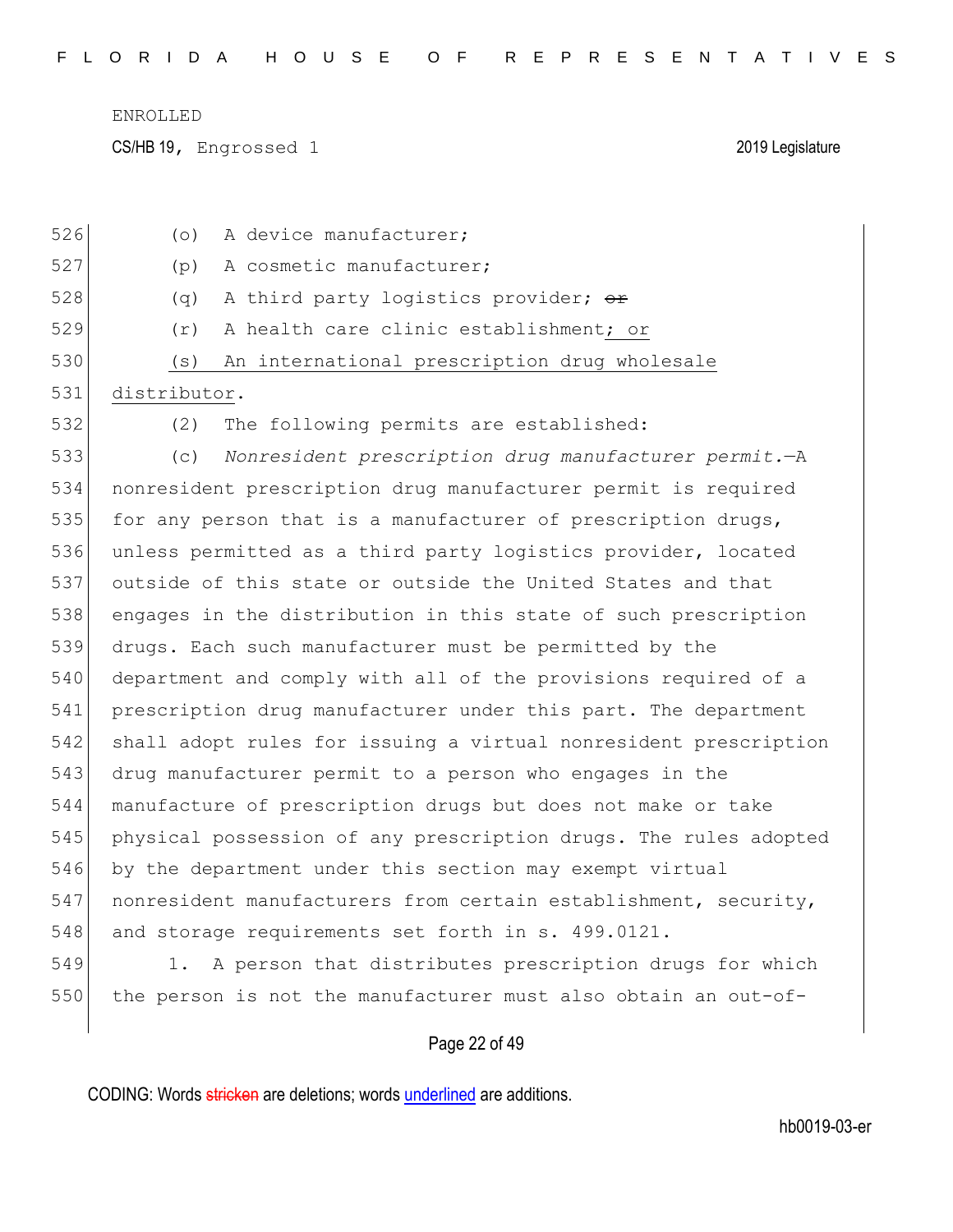ENROLLED

CS/HB 19, Engrossed 1 2019 Legislature

526 (o) A device manufacturer;

527 (p) A cosmetic manufacturer;

528 (q) A third party logistics provider; ~~or~~

529 (r) A health care clinic establishment; or

530 (s) An international prescription drug wholesale

531 distributor.

532 (2) The following permits are established:

533 (c) *Nonresident prescription drug manufacturer permit.*—A

534 nonresident prescription drug manufacturer permit is required

535 for any person that is a manufacturer of prescription drugs,

536 unless permitted as a third party logistics provider, located

537 outside of this state or outside the United States and that

538 engages in the distribution in this state of such prescription

539 drugs. Each such manufacturer must be permitted by the

540 department and comply with all of the provisions required of a

541 prescription drug manufacturer under this part. The department

542 shall adopt rules for issuing a virtual nonresident prescription

543 drug manufacturer permit to a person who engages in the

544 manufacture of prescription drugs but does not make or take

545 physical possession of any prescription drugs. The rules adopted

546 by the department under this section may exempt virtual

547 nonresident manufacturers from certain establishment, security,

548 and storage requirements set forth in s. 499.0121.

549 1. A person that distributes prescription drugs for which

550 the person is not the manufacturer must also obtain an out-of-

CODING: Words ~~stricken~~ are deletions; words underlined are additions.

hb0019-03-er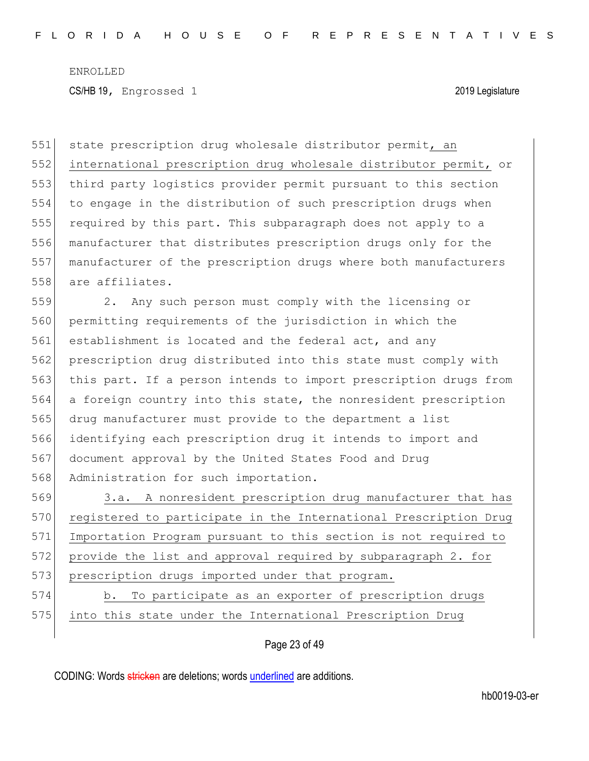state prescription drug wholesale distributor permit, an international prescription drug wholesale distributor permit, or third party logistics provider permit pursuant to this section to engage in the distribution of such prescription drugs when required by this part. This subparagraph does not apply to a manufacturer that distributes prescription drugs only for the manufacturer of the prescription drugs where both manufacturers are affiliates.

2. Any such person must comply with the licensing or permitting requirements of the jurisdiction in which the establishment is located and the federal act, and any prescription drug distributed into this state must comply with this part. If a person intends to import prescription drugs from a foreign country into this state, the nonresident prescription drug manufacturer must provide to the department a list identifying each prescription drug it intends to import and document approval by the United States Food and Drug Administration for such importation.

3.a. A nonresident prescription drug manufacturer that has registered to participate in the International Prescription Drug Importation Program pursuant to this section is not required to provide the list and approval required by subparagraph 2. for prescription drugs imported under that program.

b. To participate as an exporter of prescription drugs into this state under the International Prescription Drug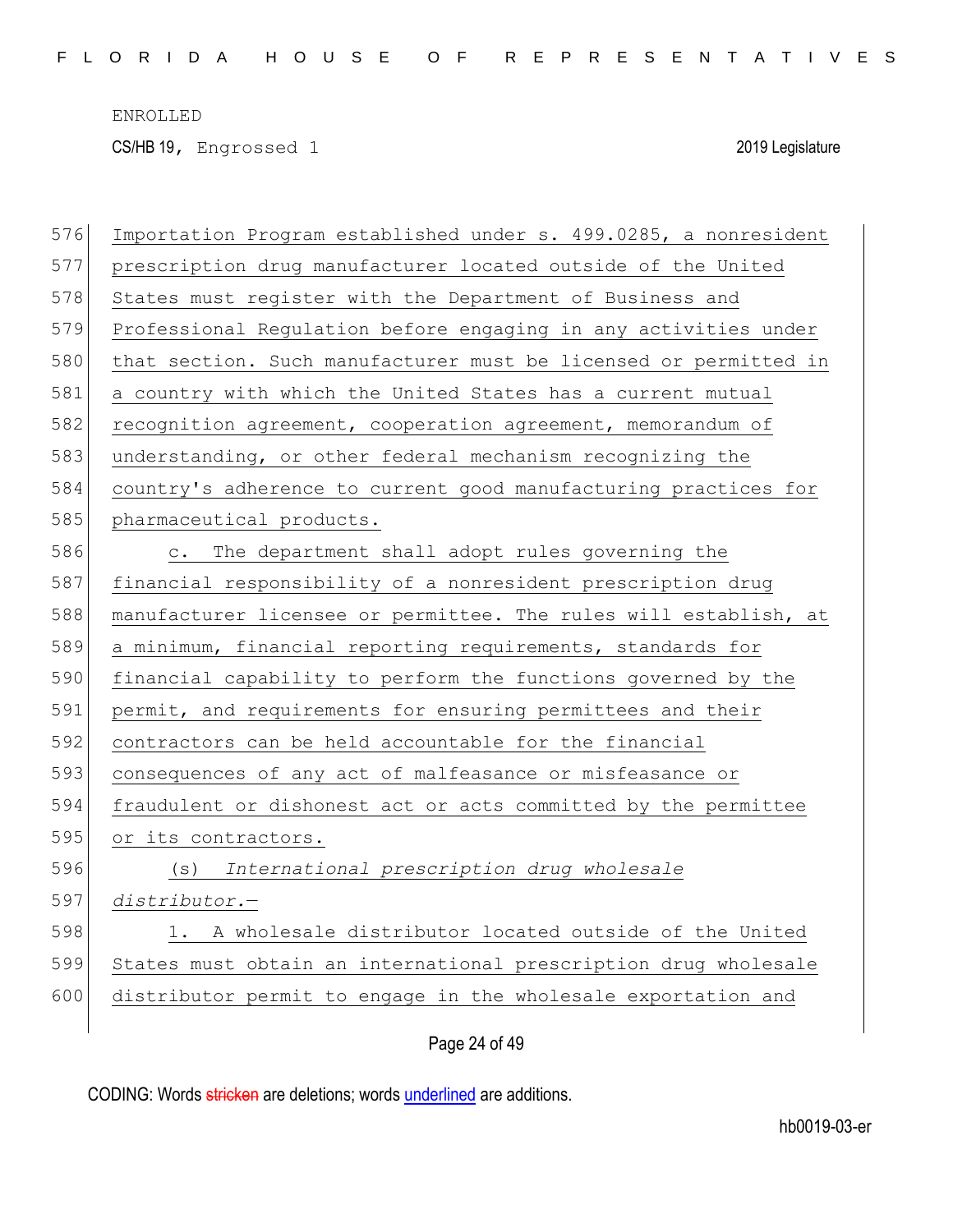Importation Program established under s. 499.0285, a nonresident prescription drug manufacturer located outside of the United States must register with the Department of Business and Professional Regulation before engaging in any activities under that section. Such manufacturer must be licensed or permitted in a country with which the United States has a current mutual recognition agreement, cooperation agreement, memorandum of understanding, or other federal mechanism recognizing the country's adherence to current good manufacturing practices for pharmaceutical products.

c. The department shall adopt rules governing the financial responsibility of a nonresident prescription drug manufacturer licensee or permittee. The rules will establish, at a minimum, financial reporting requirements, standards for financial capability to perform the functions governed by the permit, and requirements for ensuring permittees and their contractors can be held accountable for the financial consequences of any act of malfeasance or misfeasance or fraudulent or dishonest act or acts committed by the permittee or its contractors.

(s) *International prescription drug wholesale distributor.*—

1. A wholesale distributor located outside of the United States must obtain an international prescription drug wholesale distributor permit to engage in the wholesale exportation and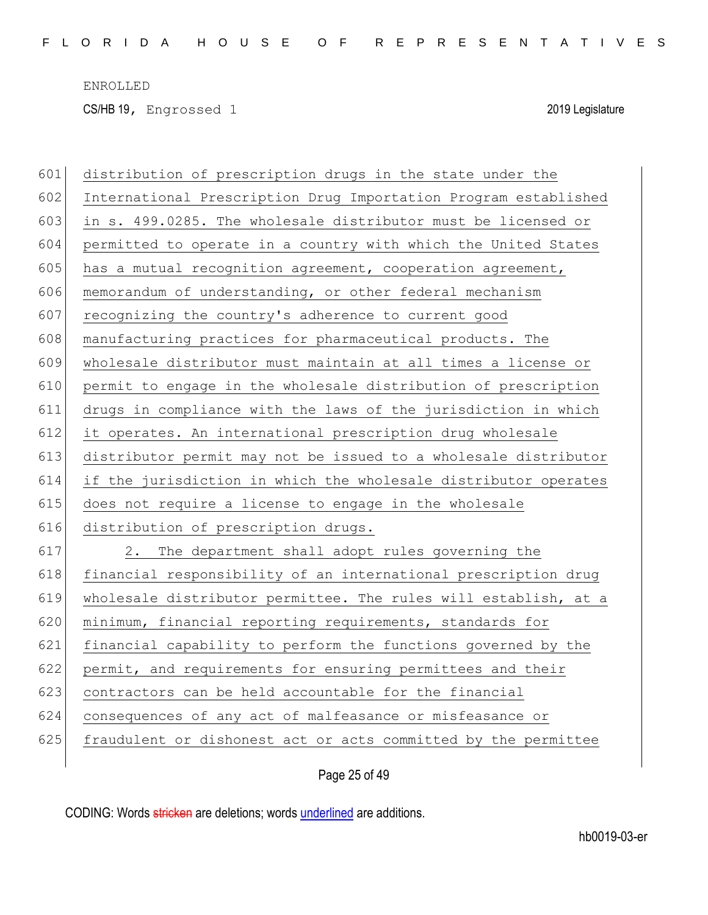distribution of prescription drugs in the state under the International Prescription Drug Importation Program established in s. 499.0285. The wholesale distributor must be licensed or permitted to operate in a country with which the United States has a mutual recognition agreement, cooperation agreement, memorandum of understanding, or other federal mechanism recognizing the country's adherence to current good manufacturing practices for pharmaceutical products. The wholesale distributor must maintain at all times a license or permit to engage in the wholesale distribution of prescription drugs in compliance with the laws of the jurisdiction in which it operates. An international prescription drug wholesale distributor permit may not be issued to a wholesale distributor if the jurisdiction in which the wholesale distributor operates does not require a license to engage in the wholesale distribution of prescription drugs.

2. The department shall adopt rules governing the financial responsibility of an international prescription drug wholesale distributor permittee. The rules will establish, at a minimum, financial reporting requirements, standards for financial capability to perform the functions governed by the permit, and requirements for ensuring permittees and their contractors can be held accountable for the financial consequences of any act of malfeasance or misfeasance or fraudulent or dishonest act or acts committed by the permittee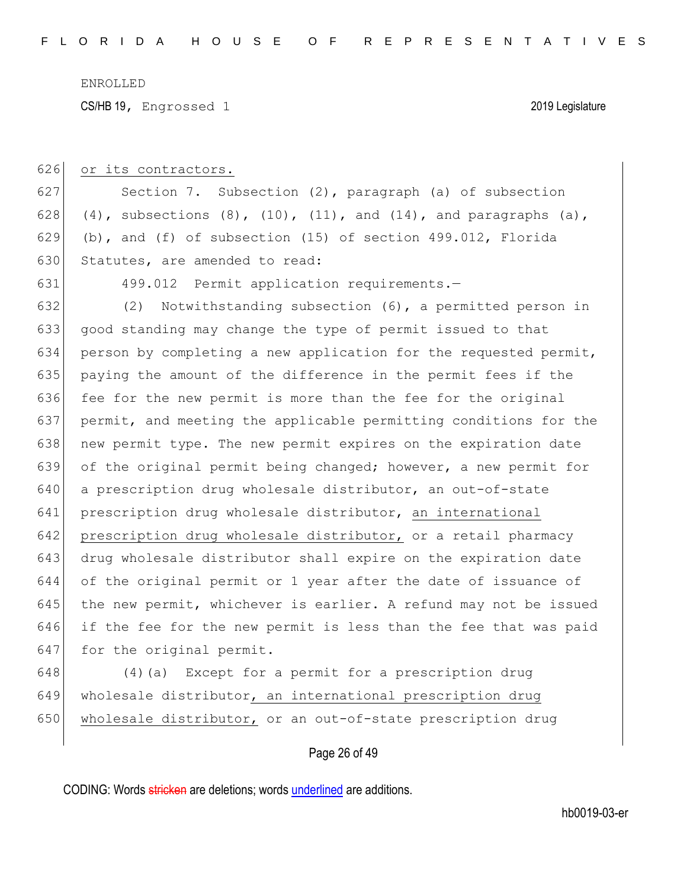or its contractors.

Section 7. Subsection (2), paragraph (a) of subsection (4), subsections (8), (10), (11), and (14), and paragraphs (a), (b), and (f) of subsection (15) of section 499.012, Florida Statutes, are amended to read:

499.012 Permit application requirements.—

(2) Notwithstanding subsection (6), a permitted person in good standing may change the type of permit issued to that person by completing a new application for the requested permit, paying the amount of the difference in the permit fees if the fee for the new permit is more than the fee for the original permit, and meeting the applicable permitting conditions for the new permit type. The new permit expires on the expiration date of the original permit being changed; however, a new permit for a prescription drug wholesale distributor, an out-of-state prescription drug wholesale distributor, an international prescription drug wholesale distributor, or a retail pharmacy drug wholesale distributor shall expire on the expiration date of the original permit or 1 year after the date of issuance of the new permit, whichever is earlier. A refund may not be issued if the fee for the new permit is less than the fee that was paid for the original permit.

(4)(a) Except for a permit for a prescription drug wholesale distributor, an international prescription drug wholesale distributor, or an out-of-state prescription drug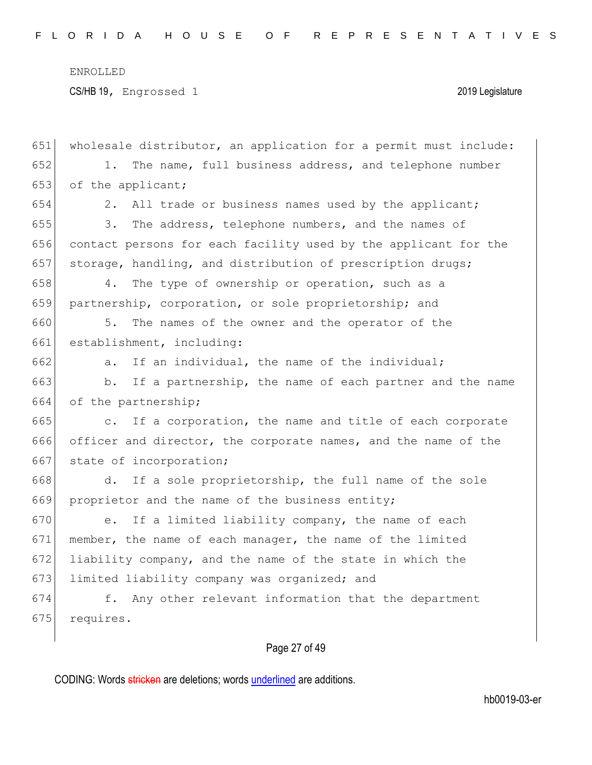wholesale distributor, an application for a permit must include:

1. The name, full business address, and telephone number of the applicant;

2. All trade or business names used by the applicant;

3. The address, telephone numbers, and the names of contact persons for each facility used by the applicant for the storage, handling, and distribution of prescription drugs;

4. The type of ownership or operation, such as a partnership, corporation, or sole proprietorship; and

5. The names of the owner and the operator of the establishment, including:

a. If an individual, the name of the individual;

b. If a partnership, the name of each partner and the name of the partnership;

c. If a corporation, the name and title of each corporate officer and director, the corporate names, and the name of the state of incorporation;

d. If a sole proprietorship, the full name of the sole proprietor and the name of the business entity;

e. If a limited liability company, the name of each member, the name of each manager, the name of the limited liability company, and the name of the state in which the limited liability company was organized; and

f. Any other relevant information that the department requires.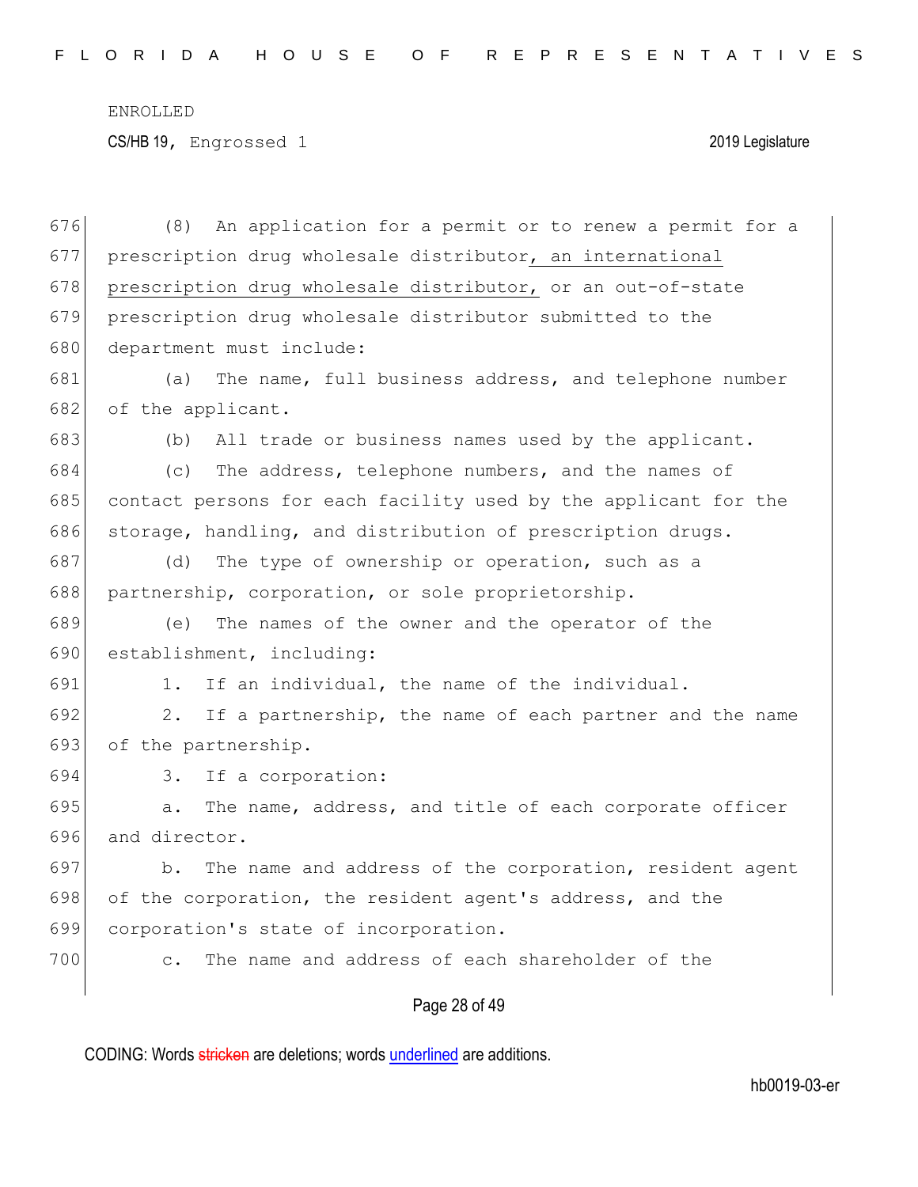(8) An application for a permit or to renew a permit for a prescription drug wholesale distributor<u>, an international prescription drug wholesale distributor,</u> or an out-of-state prescription drug wholesale distributor submitted to the department must include:

(a) The name, full business address, and telephone number of the applicant.

(b) All trade or business names used by the applicant.

(c) The address, telephone numbers, and the names of contact persons for each facility used by the applicant for the storage, handling, and distribution of prescription drugs.

(d) The type of ownership or operation, such as a partnership, corporation, or sole proprietorship.

(e) The names of the owner and the operator of the establishment, including:

1. If an individual, the name of the individual.

2. If a partnership, the name of each partner and the name of the partnership.

3. If a corporation:

a. The name, address, and title of each corporate officer and director.

b. The name and address of the corporation, resident agent of the corporation, the resident agent's address, and the corporation's state of incorporation.

c. The name and address of each shareholder of the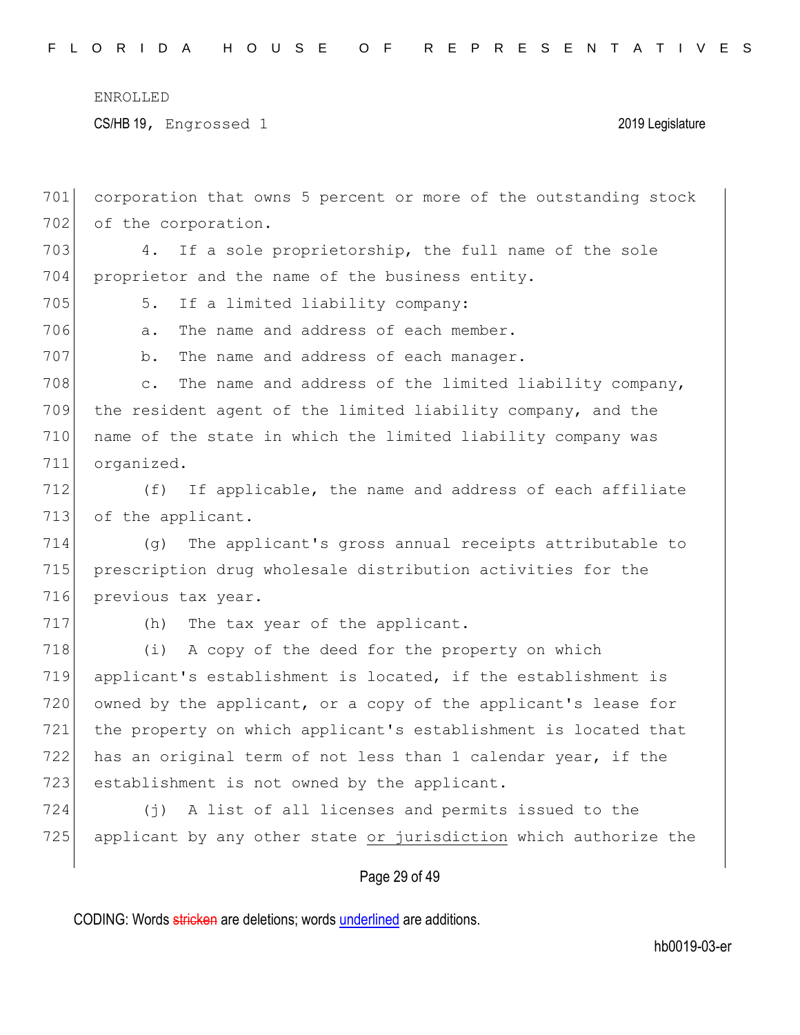corporation that owns 5 percent or more of the outstanding stock of the corporation.

4. If a sole proprietorship, the full name of the sole proprietor and the name of the business entity.

5. If a limited liability company:

a. The name and address of each member.

b. The name and address of each manager.

c. The name and address of the limited liability company, the resident agent of the limited liability company, and the name of the state in which the limited liability company was organized.

(f) If applicable, the name and address of each affiliate of the applicant.

(g) The applicant's gross annual receipts attributable to prescription drug wholesale distribution activities for the previous tax year.

(h) The tax year of the applicant.

(i) A copy of the deed for the property on which applicant's establishment is located, if the establishment is owned by the applicant, or a copy of the applicant's lease for the property on which applicant's establishment is located that has an original term of not less than 1 calendar year, if the establishment is not owned by the applicant.

(j) A list of all licenses and permits issued to the applicant by any other state <u>or jurisdiction</u> which authorize the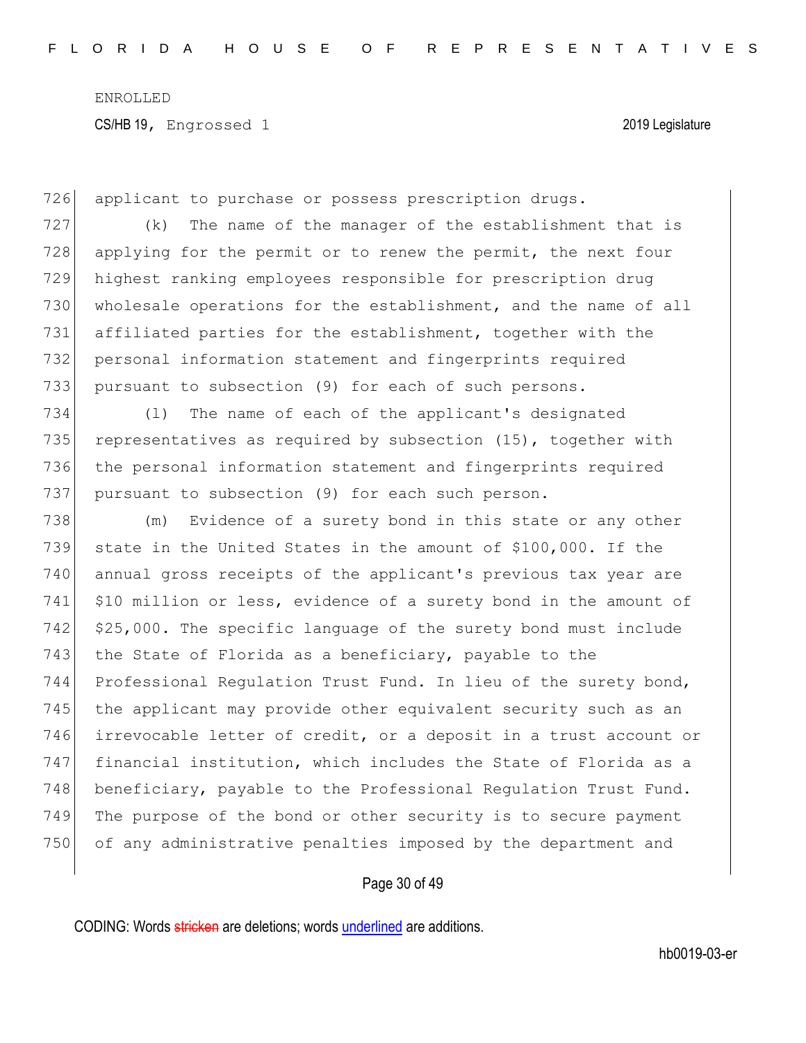applicant to purchase or possess prescription drugs.

(k) The name of the manager of the establishment that is applying for the permit or to renew the permit, the next four highest ranking employees responsible for prescription drug wholesale operations for the establishment, and the name of all affiliated parties for the establishment, together with the personal information statement and fingerprints required pursuant to subsection (9) for each of such persons.

(l) The name of each of the applicant's designated representatives as required by subsection (15), together with the personal information statement and fingerprints required pursuant to subsection (9) for each such person.

(m) Evidence of a surety bond in this state or any other state in the United States in the amount of $100,000. If the annual gross receipts of the applicant's previous tax year are $10 million or less, evidence of a surety bond in the amount of $25,000. The specific language of the surety bond must include the State of Florida as a beneficiary, payable to the Professional Regulation Trust Fund. In lieu of the surety bond, the applicant may provide other equivalent security such as an irrevocable letter of credit, or a deposit in a trust account or financial institution, which includes the State of Florida as a beneficiary, payable to the Professional Regulation Trust Fund. The purpose of the bond or other security is to secure payment of any administrative penalties imposed by the department and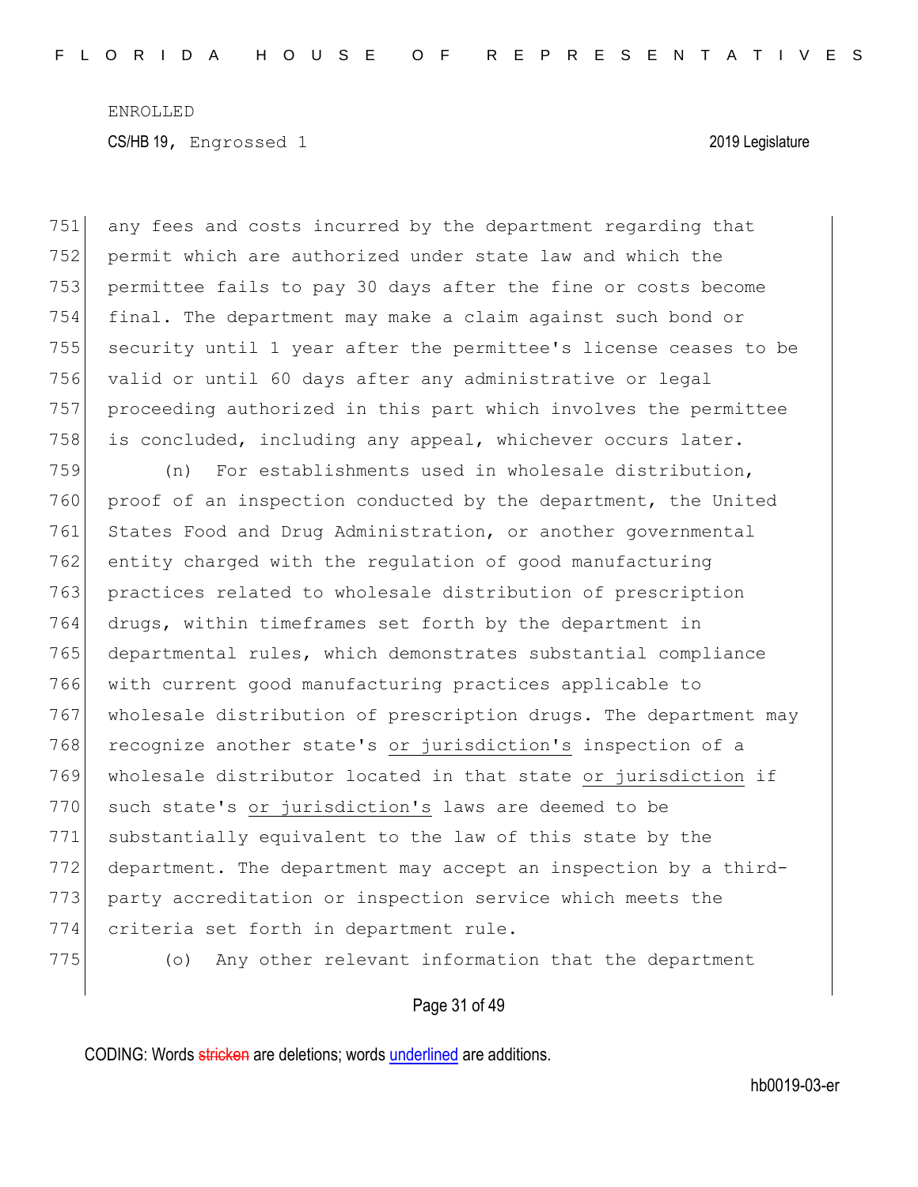any fees and costs incurred by the department regarding that permit which are authorized under state law and which the permittee fails to pay 30 days after the fine or costs become final. The department may make a claim against such bond or security until 1 year after the permittee's license ceases to be valid or until 60 days after any administrative or legal proceeding authorized in this part which involves the permittee is concluded, including any appeal, whichever occurs later.

(n) For establishments used in wholesale distribution, proof of an inspection conducted by the department, the United States Food and Drug Administration, or another governmental entity charged with the regulation of good manufacturing practices related to wholesale distribution of prescription drugs, within timeframes set forth by the department in departmental rules, which demonstrates substantial compliance with current good manufacturing practices applicable to wholesale distribution of prescription drugs. The department may recognize another state's or jurisdiction's inspection of a wholesale distributor located in that state or jurisdiction if such state's or jurisdiction's laws are deemed to be substantially equivalent to the law of this state by the department. The department may accept an inspection by a third-party accreditation or inspection service which meets the criteria set forth in department rule.

(o) Any other relevant information that the department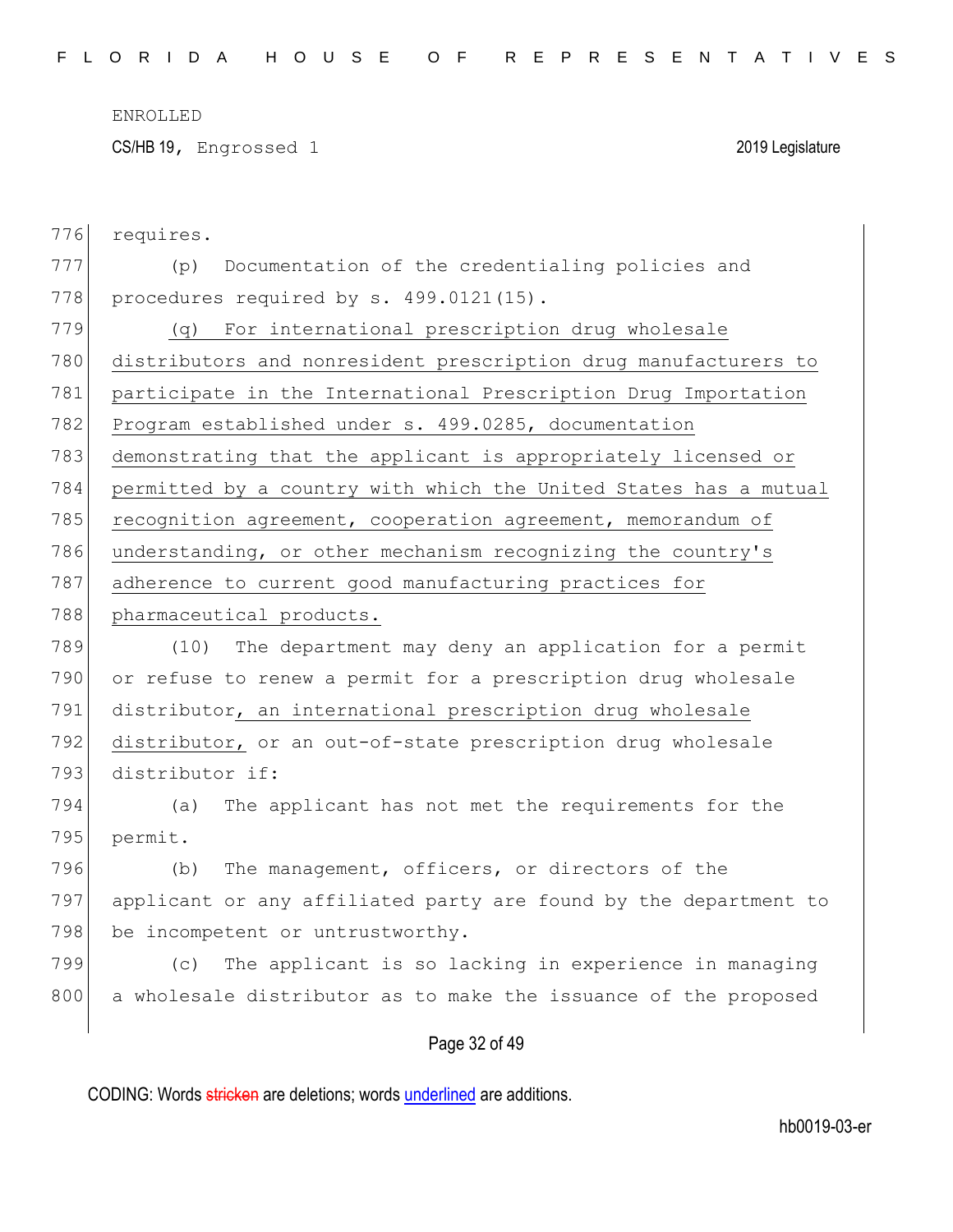776 requires.

777 (p) Documentation of the credentialing policies and
778 procedures required by s. 499.0121(15).

779 <u>(q) For international prescription drug wholesale</u>
780 <u>distributors and nonresident prescription drug manufacturers to</u>
781 <u>participate in the International Prescription Drug Importation</u>
782 <u>Program established under s. 499.0285, documentation</u>
783 <u>demonstrating that the applicant is appropriately licensed or</u>
784 <u>permitted by a country with which the United States has a mutual</u>
785 <u>recognition agreement, cooperation agreement, memorandum of</u>
786 <u>understanding, or other mechanism recognizing the country's</u>
787 <u>adherence to current good manufacturing practices for</u>
788 <u>pharmaceutical products.</u>

789 (10) The department may deny an application for a permit
790 or refuse to renew a permit for a prescription drug wholesale
791 distributor<u>, an international prescription drug wholesale</u>
792 <u>distributor,</u> or an out-of-state prescription drug wholesale
793 distributor if:

794 (a) The applicant has not met the requirements for the
795 permit.

796 (b) The management, officers, or directors of the
797 applicant or any affiliated party are found by the department to
798 be incompetent or untrustworthy.

799 (c) The applicant is so lacking in experience in managing
800 a wholesale distributor as to make the issuance of the proposed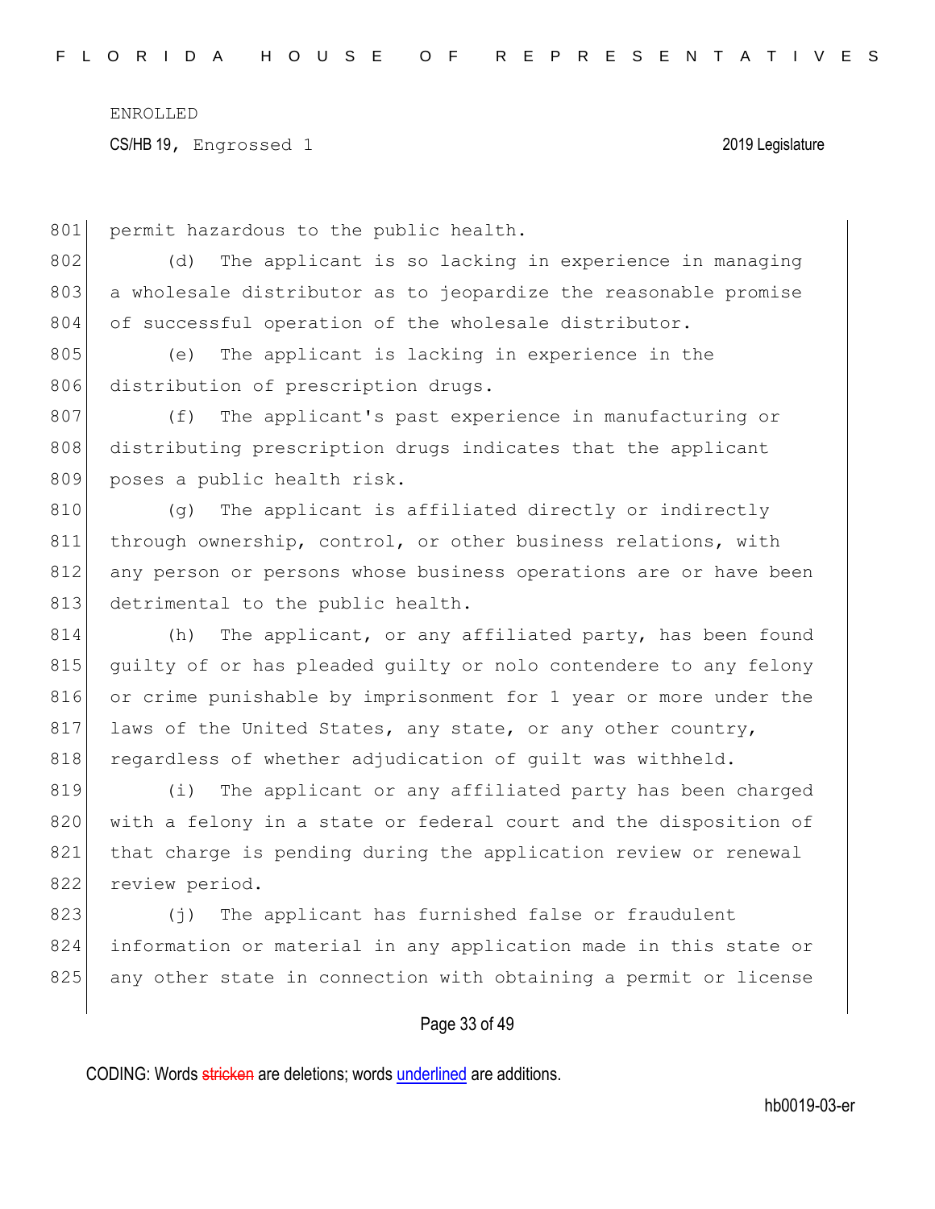permit hazardous to the public health.

(d) The applicant is so lacking in experience in managing a wholesale distributor as to jeopardize the reasonable promise of successful operation of the wholesale distributor.

(e) The applicant is lacking in experience in the distribution of prescription drugs.

(f) The applicant's past experience in manufacturing or distributing prescription drugs indicates that the applicant poses a public health risk.

(g) The applicant is affiliated directly or indirectly through ownership, control, or other business relations, with any person or persons whose business operations are or have been detrimental to the public health.

(h) The applicant, or any affiliated party, has been found guilty of or has pleaded guilty or nolo contendere to any felony or crime punishable by imprisonment for 1 year or more under the laws of the United States, any state, or any other country, regardless of whether adjudication of guilt was withheld.

(i) The applicant or any affiliated party has been charged with a felony in a state or federal court and the disposition of that charge is pending during the application review or renewal review period.

(j) The applicant has furnished false or fraudulent information or material in any application made in this state or any other state in connection with obtaining a permit or license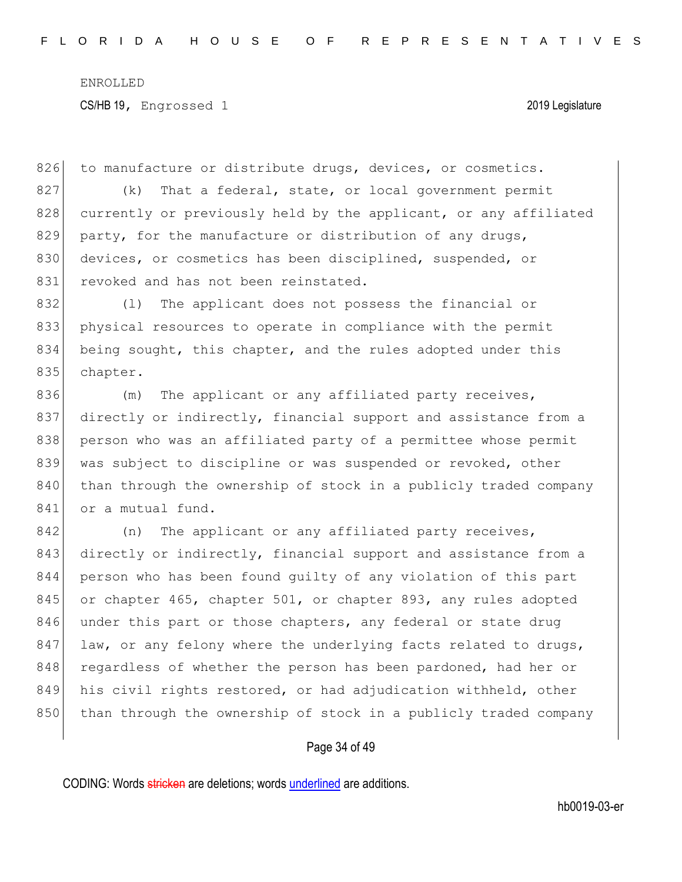to manufacture or distribute drugs, devices, or cosmetics.

(k) That a federal, state, or local government permit currently or previously held by the applicant, or any affiliated party, for the manufacture or distribution of any drugs, devices, or cosmetics has been disciplined, suspended, or revoked and has not been reinstated.

(l) The applicant does not possess the financial or physical resources to operate in compliance with the permit being sought, this chapter, and the rules adopted under this chapter.

(m) The applicant or any affiliated party receives, directly or indirectly, financial support and assistance from a person who was an affiliated party of a permittee whose permit was subject to discipline or was suspended or revoked, other than through the ownership of stock in a publicly traded company or a mutual fund.

(n) The applicant or any affiliated party receives, directly or indirectly, financial support and assistance from a person who has been found guilty of any violation of this part or chapter 465, chapter 501, or chapter 893, any rules adopted under this part or those chapters, any federal or state drug law, or any felony where the underlying facts related to drugs, regardless of whether the person has been pardoned, had her or his civil rights restored, or had adjudication withheld, other than through the ownership of stock in a publicly traded company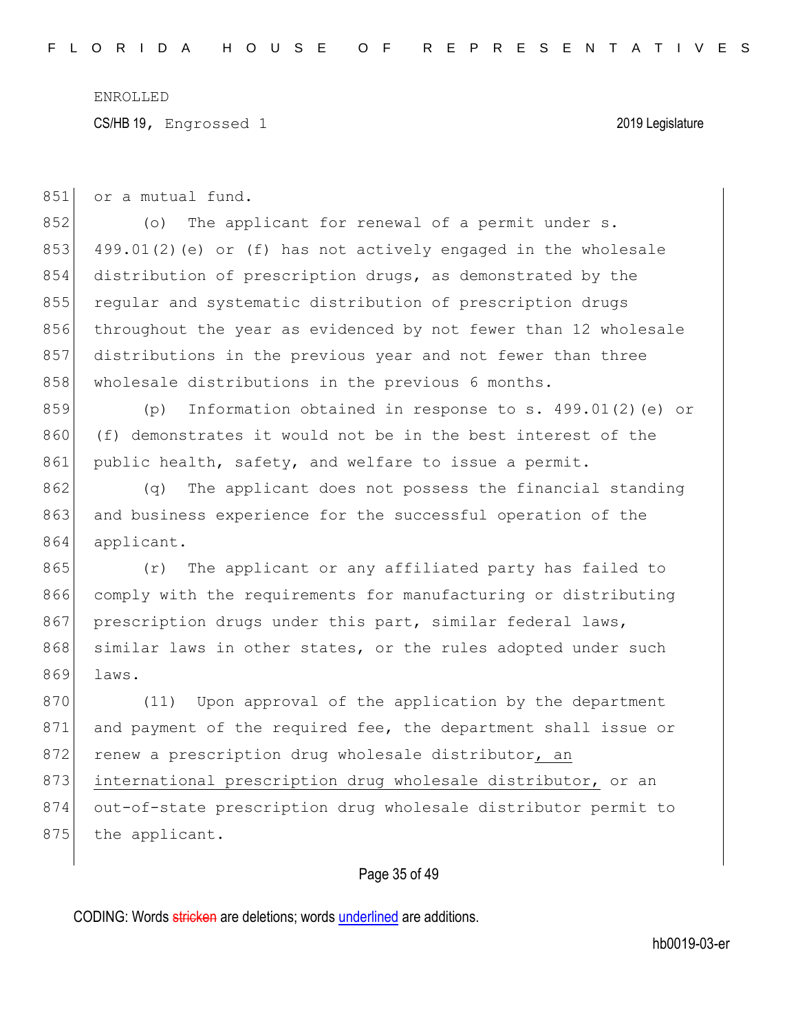or a mutual fund.

(o) The applicant for renewal of a permit under s. 499.01(2)(e) or (f) has not actively engaged in the wholesale distribution of prescription drugs, as demonstrated by the regular and systematic distribution of prescription drugs throughout the year as evidenced by not fewer than 12 wholesale distributions in the previous year and not fewer than three wholesale distributions in the previous 6 months.

(p) Information obtained in response to s. 499.01(2)(e) or (f) demonstrates it would not be in the best interest of the public health, safety, and welfare to issue a permit.

(q) The applicant does not possess the financial standing and business experience for the successful operation of the applicant.

(r) The applicant or any affiliated party has failed to comply with the requirements for manufacturing or distributing prescription drugs under this part, similar federal laws, similar laws in other states, or the rules adopted under such laws.

(11) Upon approval of the application by the department and payment of the required fee, the department shall issue or renew a prescription drug wholesale distributor, an international prescription drug wholesale distributor, or an out-of-state prescription drug wholesale distributor permit to the applicant.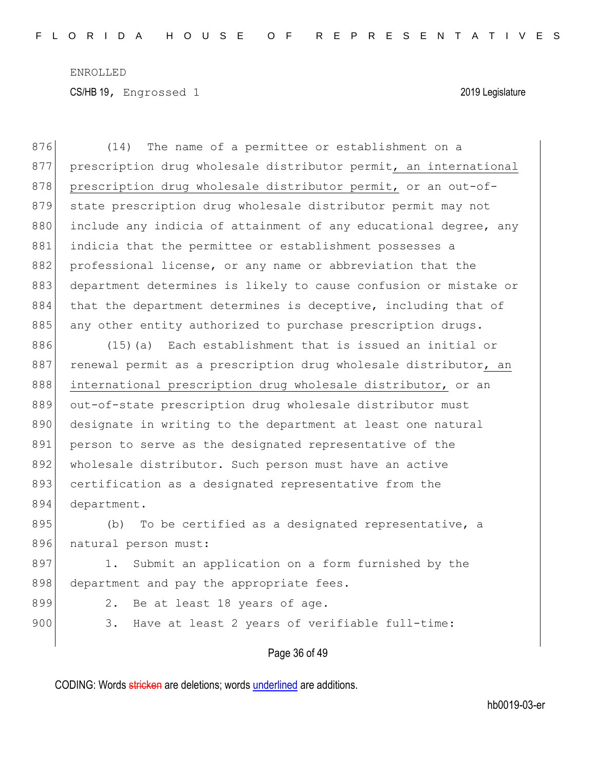(14) The name of a permittee or establishment on a prescription drug wholesale distributor permit, an international prescription drug wholesale distributor permit, or an out-of-state prescription drug wholesale distributor permit may not include any indicia of attainment of any educational degree, any indicia that the permittee or establishment possesses a professional license, or any name or abbreviation that the department determines is likely to cause confusion or mistake or that the department determines is deceptive, including that of any other entity authorized to purchase prescription drugs.

(15)(a) Each establishment that is issued an initial or renewal permit as a prescription drug wholesale distributor, an international prescription drug wholesale distributor, or an out-of-state prescription drug wholesale distributor must designate in writing to the department at least one natural person to serve as the designated representative of the wholesale distributor. Such person must have an active certification as a designated representative from the department.

(b) To be certified as a designated representative, a natural person must:

1. Submit an application on a form furnished by the department and pay the appropriate fees.

2. Be at least 18 years of age.

3. Have at least 2 years of verifiable full-time: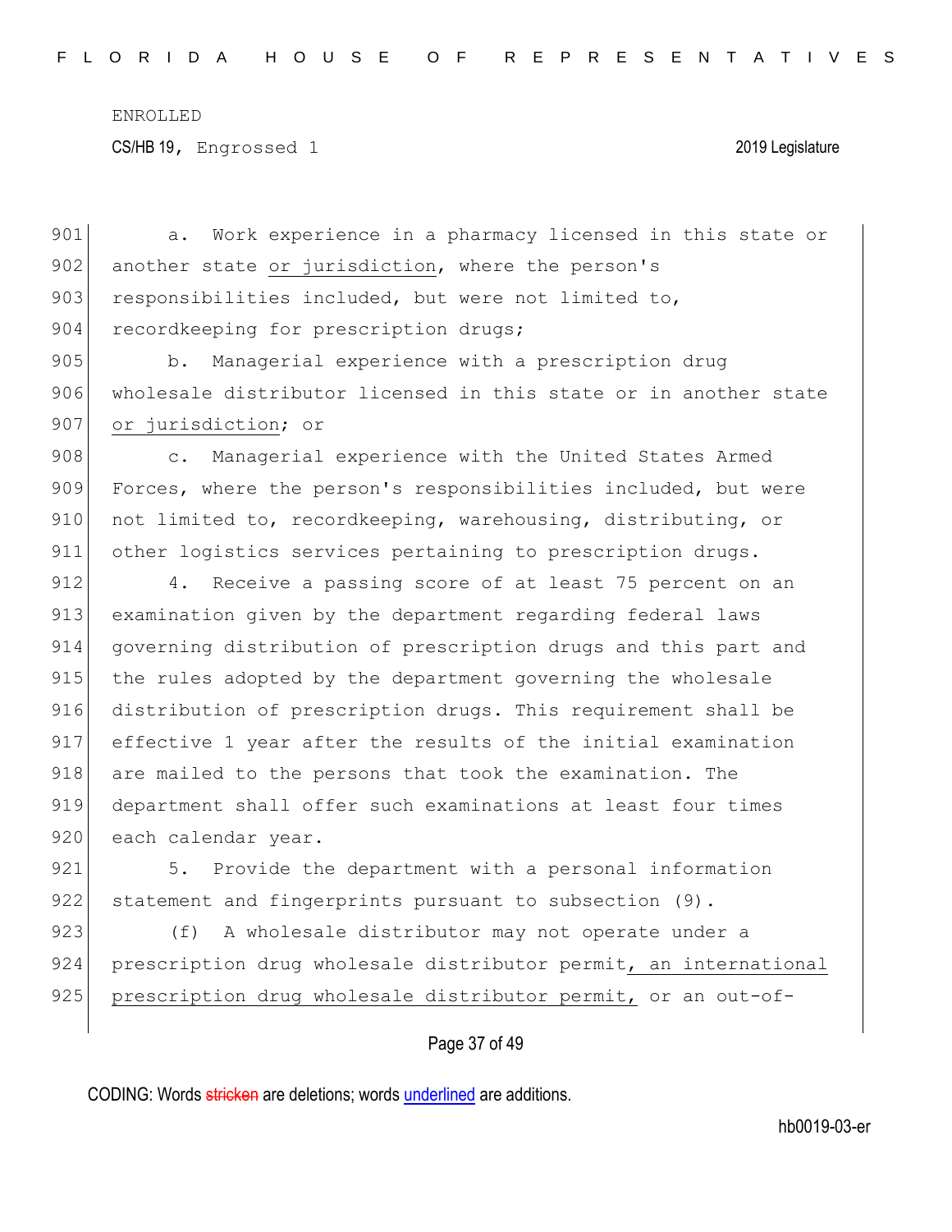a. Work experience in a pharmacy licensed in this state or another state or jurisdiction, where the person's responsibilities included, but were not limited to, recordkeeping for prescription drugs;

b. Managerial experience with a prescription drug wholesale distributor licensed in this state or in another state or jurisdiction; or

c. Managerial experience with the United States Armed Forces, where the person's responsibilities included, but were not limited to, recordkeeping, warehousing, distributing, or other logistics services pertaining to prescription drugs.

4. Receive a passing score of at least 75 percent on an examination given by the department regarding federal laws governing distribution of prescription drugs and this part and the rules adopted by the department governing the wholesale distribution of prescription drugs. This requirement shall be effective 1 year after the results of the initial examination are mailed to the persons that took the examination. The department shall offer such examinations at least four times each calendar year.

5. Provide the department with a personal information statement and fingerprints pursuant to subsection (9).

(f) A wholesale distributor may not operate under a prescription drug wholesale distributor permit, an international prescription drug wholesale distributor permit, or an out-of-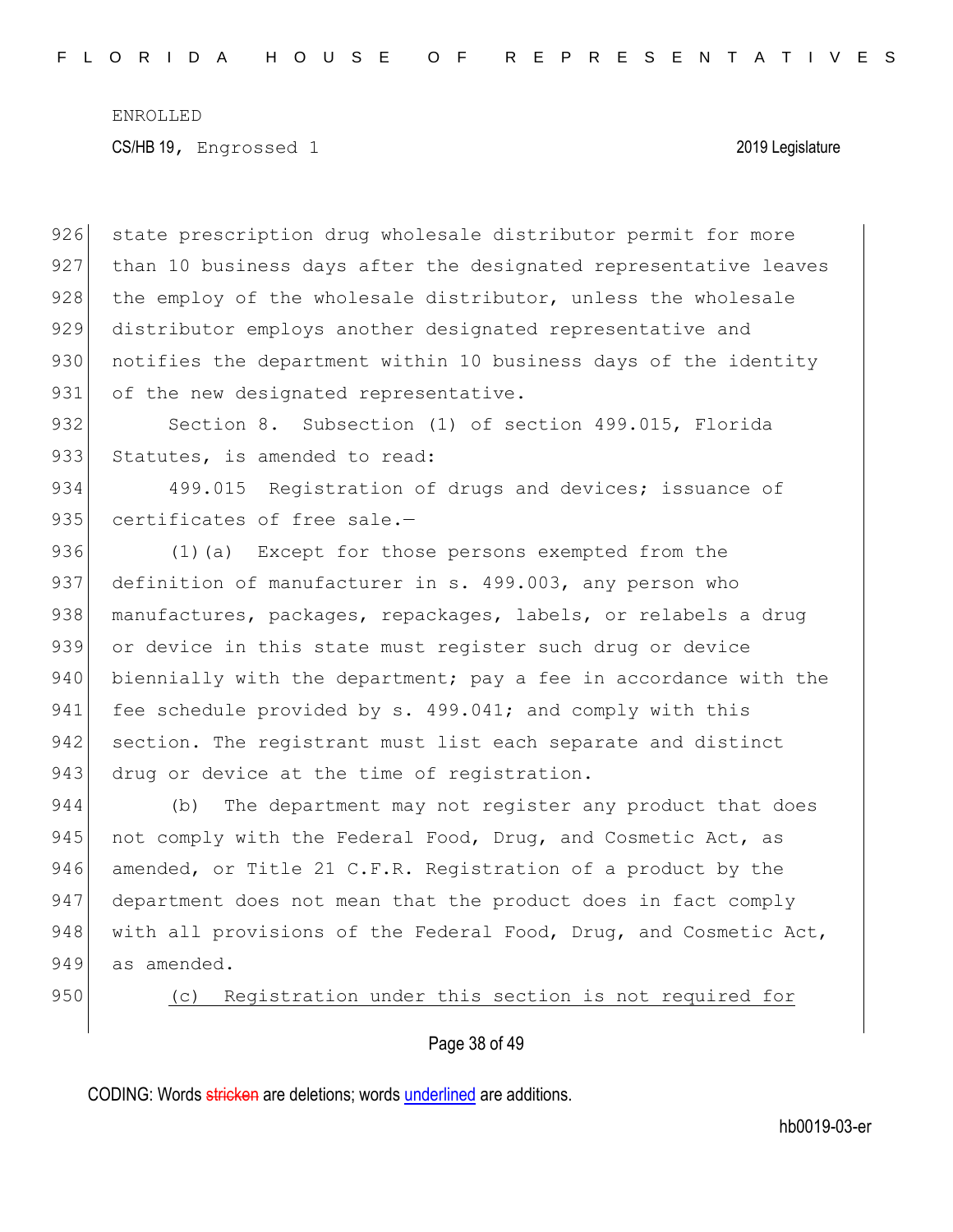state prescription drug wholesale distributor permit for more than 10 business days after the designated representative leaves the employ of the wholesale distributor, unless the wholesale distributor employs another designated representative and notifies the department within 10 business days of the identity of the new designated representative.

Section 8. Subsection (1) of section 499.015, Florida Statutes, is amended to read:

499.015 Registration of drugs and devices; issuance of certificates of free sale.—

(1)(a) Except for those persons exempted from the definition of manufacturer in s. 499.003, any person who manufactures, packages, repackages, labels, or relabels a drug or device in this state must register such drug or device biennially with the department; pay a fee in accordance with the fee schedule provided by s. 499.041; and comply with this section. The registrant must list each separate and distinct drug or device at the time of registration.

(b) The department may not register any product that does not comply with the Federal Food, Drug, and Cosmetic Act, as amended, or Title 21 C.F.R. Registration of a product by the department does not mean that the product does in fact comply with all provisions of the Federal Food, Drug, and Cosmetic Act, as amended.

<u>(c) Registration under this section is not required for</u>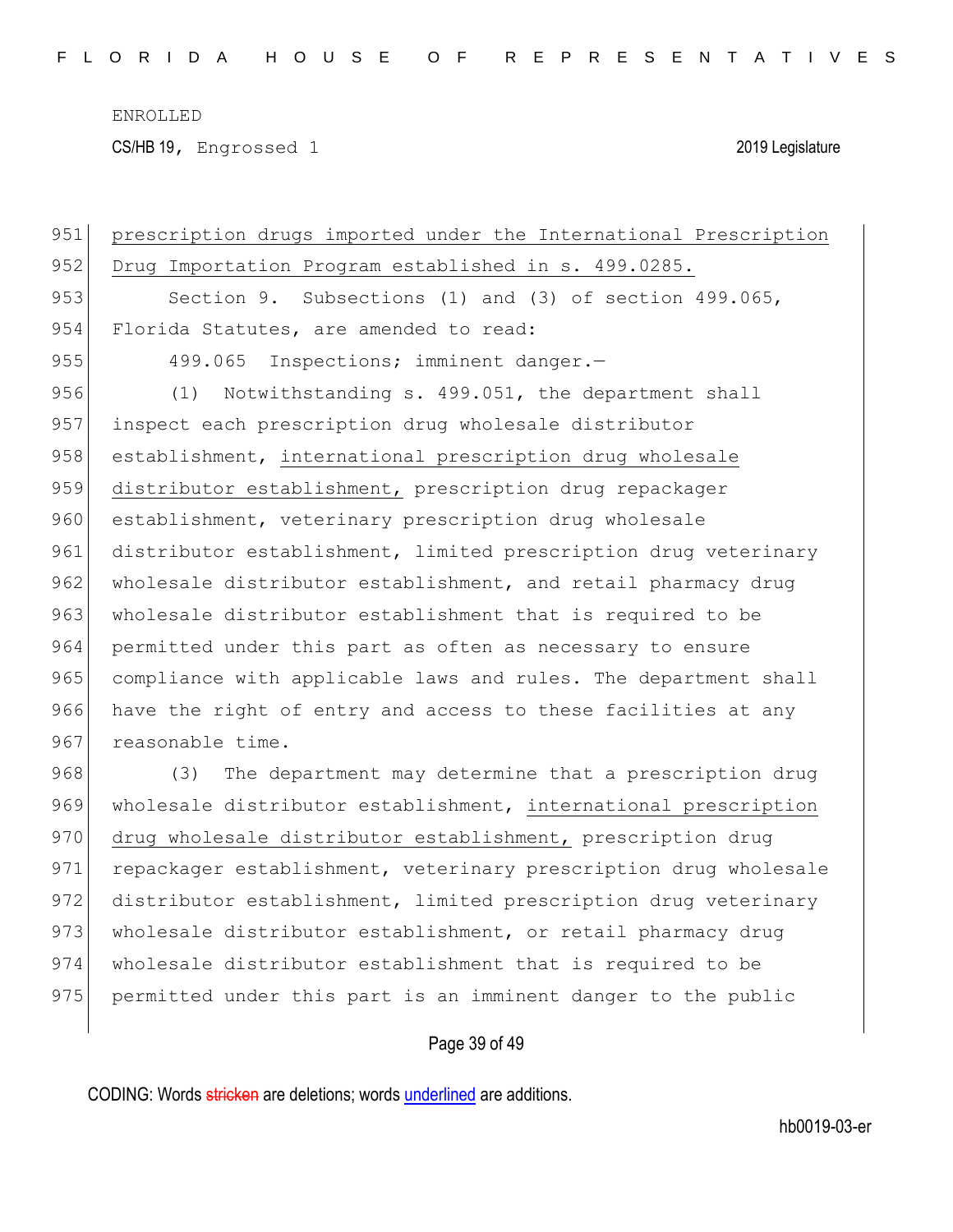951 prescription drugs imported under the International Prescription
952 Drug Importation Program established in s. 499.0285.

953 Section 9. Subsections (1) and (3) of section 499.065,
954 Florida Statutes, are amended to read:

955 499.065 Inspections; imminent danger.—

956 (1) Notwithstanding s. 499.051, the department shall
957 inspect each prescription drug wholesale distributor
958 establishment, international prescription drug wholesale
959 distributor establishment, prescription drug repackager
960 establishment, veterinary prescription drug wholesale
961 distributor establishment, limited prescription drug veterinary
962 wholesale distributor establishment, and retail pharmacy drug
963 wholesale distributor establishment that is required to be
964 permitted under this part as often as necessary to ensure
965 compliance with applicable laws and rules. The department shall
966 have the right of entry and access to these facilities at any
967 reasonable time.

968 (3) The department may determine that a prescription drug
969 wholesale distributor establishment, international prescription
970 drug wholesale distributor establishment, prescription drug
971 repackager establishment, veterinary prescription drug wholesale
972 distributor establishment, limited prescription drug veterinary
973 wholesale distributor establishment, or retail pharmacy drug
974 wholesale distributor establishment that is required to be
975 permitted under this part is an imminent danger to the public

CODING: Words stricken are deletions; words underlined are additions.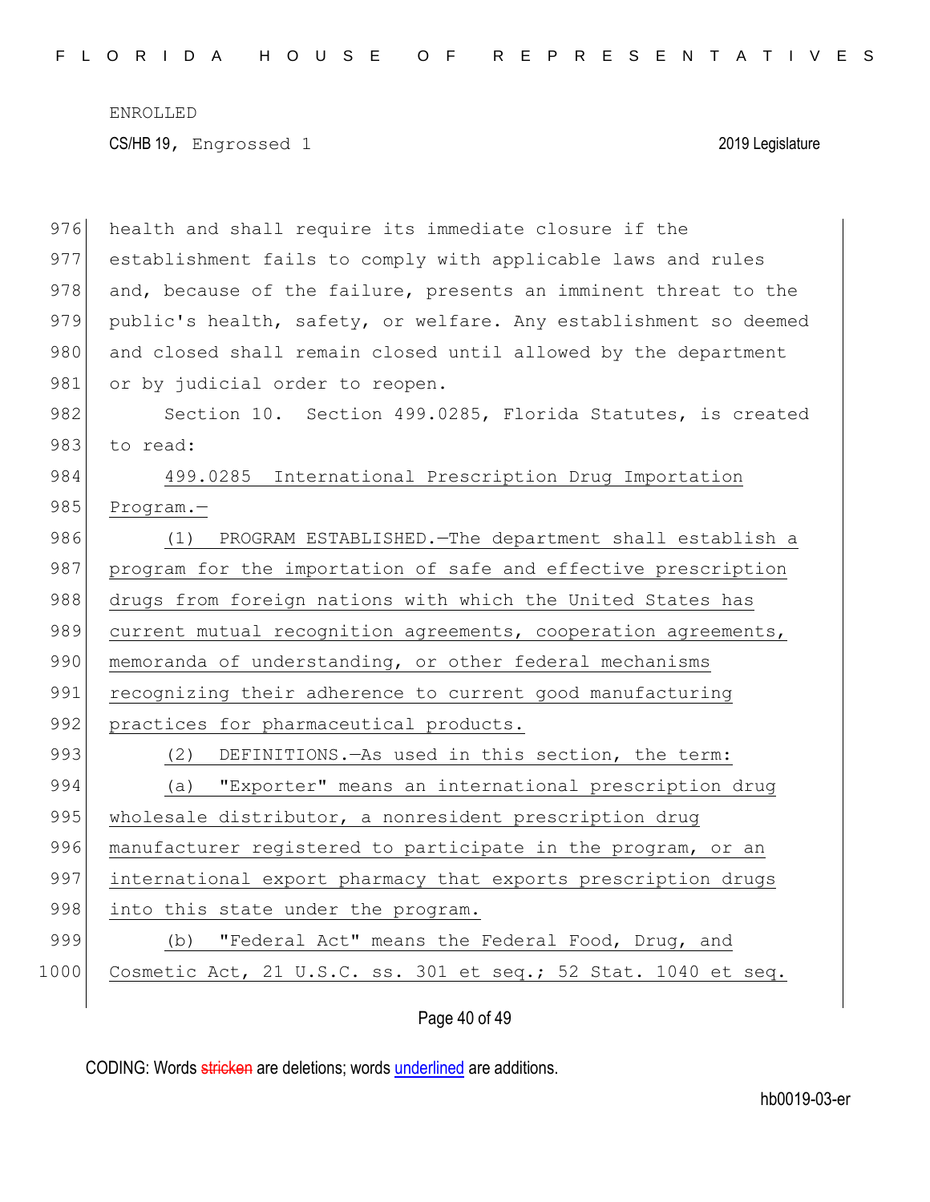health and shall require its immediate closure if the establishment fails to comply with applicable laws and rules and, because of the failure, presents an imminent threat to the public's health, safety, or welfare. Any establishment so deemed and closed shall remain closed until allowed by the department or by judicial order to reopen.

Section 10. Section 499.0285, Florida Statutes, is created to read:

499.0285 International Prescription Drug Importation Program.—

(1) PROGRAM ESTABLISHED.—The department shall establish a program for the importation of safe and effective prescription drugs from foreign nations with which the United States has current mutual recognition agreements, cooperation agreements, memoranda of understanding, or other federal mechanisms recognizing their adherence to current good manufacturing practices for pharmaceutical products.

(2) DEFINITIONS.—As used in this section, the term:

(a) "Exporter" means an international prescription drug wholesale distributor, a nonresident prescription drug manufacturer registered to participate in the program, or an international export pharmacy that exports prescription drugs into this state under the program.

(b) "Federal Act" means the Federal Food, Drug, and Cosmetic Act, 21 U.S.C. ss. 301 et seq.; 52 Stat. 1040 et seq.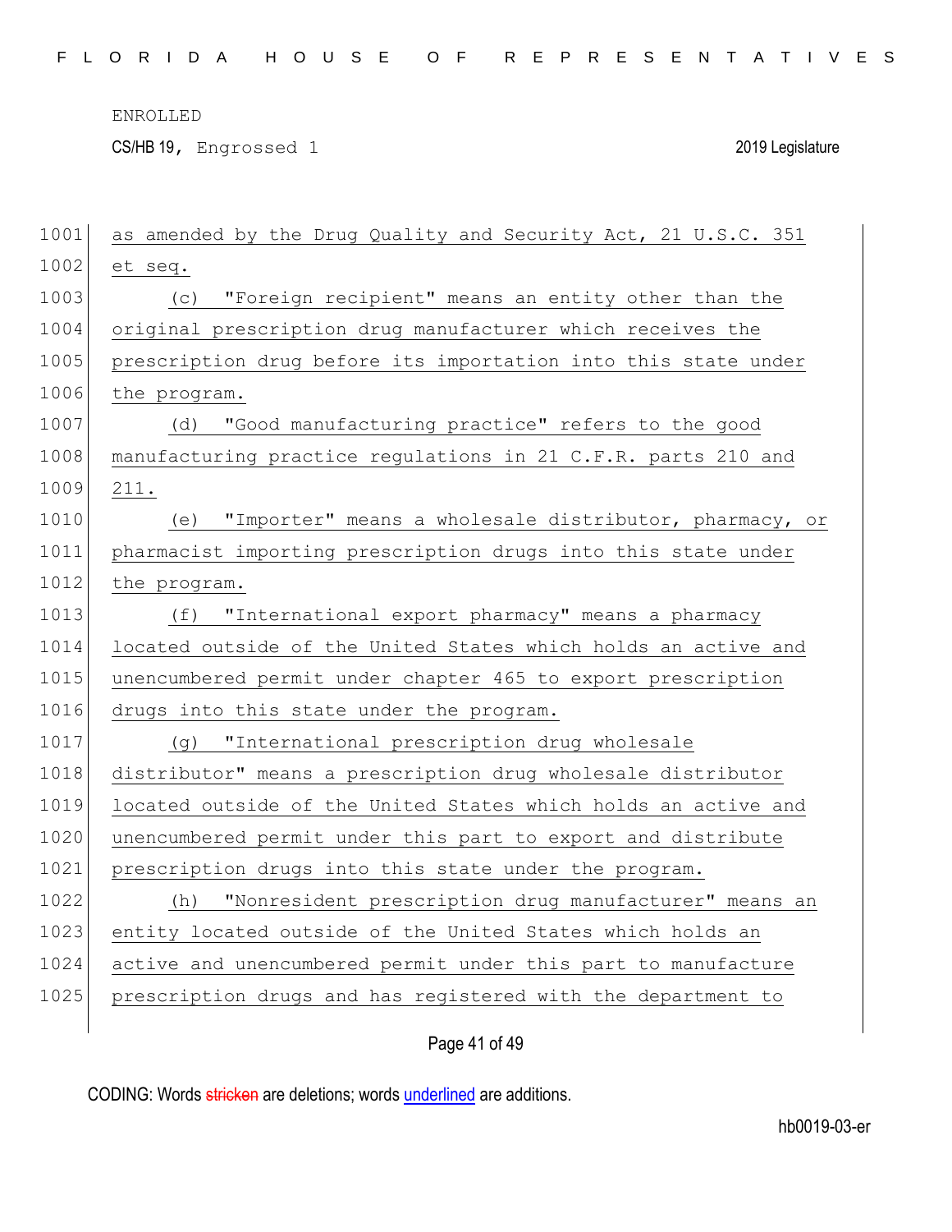as amended by the Drug Quality and Security Act, 21 U.S.C. 351 et seq.

(c) "Foreign recipient" means an entity other than the original prescription drug manufacturer which receives the prescription drug before its importation into this state under the program.

(d) "Good manufacturing practice" refers to the good manufacturing practice regulations in 21 C.F.R. parts 210 and 211.

(e) "Importer" means a wholesale distributor, pharmacy, or pharmacist importing prescription drugs into this state under the program.

(f) "International export pharmacy" means a pharmacy located outside of the United States which holds an active and unencumbered permit under chapter 465 to export prescription drugs into this state under the program.

(g) "International prescription drug wholesale distributor" means a prescription drug wholesale distributor located outside of the United States which holds an active and unencumbered permit under this part to export and distribute prescription drugs into this state under the program.

(h) "Nonresident prescription drug manufacturer" means an entity located outside of the United States which holds an active and unencumbered permit under this part to manufacture prescription drugs and has registered with the department to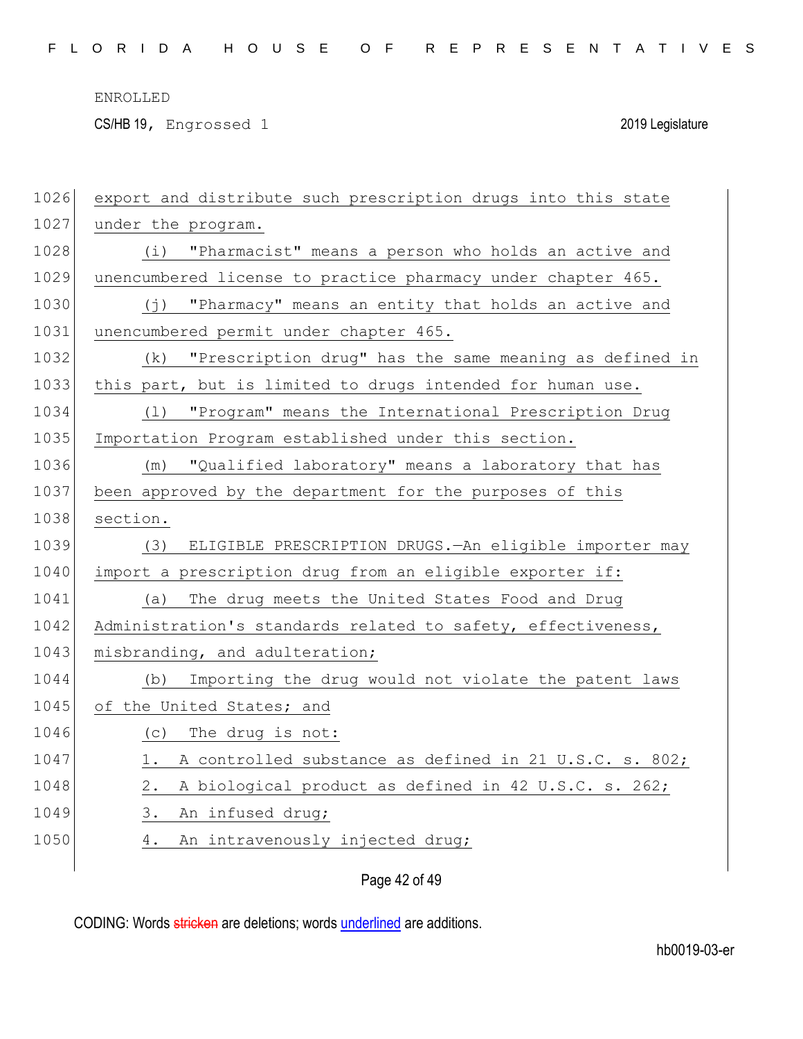export and distribute such prescription drugs into this state under the program.

(i) "Pharmacist" means a person who holds an active and unencumbered license to practice pharmacy under chapter 465.

(j) "Pharmacy" means an entity that holds an active and unencumbered permit under chapter 465.

(k) "Prescription drug" has the same meaning as defined in this part, but is limited to drugs intended for human use.

(l) "Program" means the International Prescription Drug Importation Program established under this section.

(m) "Qualified laboratory" means a laboratory that has been approved by the department for the purposes of this section.

(3) ELIGIBLE PRESCRIPTION DRUGS.—An eligible importer may import a prescription drug from an eligible exporter if:

(a) The drug meets the United States Food and Drug Administration's standards related to safety, effectiveness, misbranding, and adulteration;

(b) Importing the drug would not violate the patent laws of the United States; and

(c) The drug is not:

1. A controlled substance as defined in 21 U.S.C. s. 802;

2. A biological product as defined in 42 U.S.C. s. 262;

3. An infused drug;

4. An intravenously injected drug;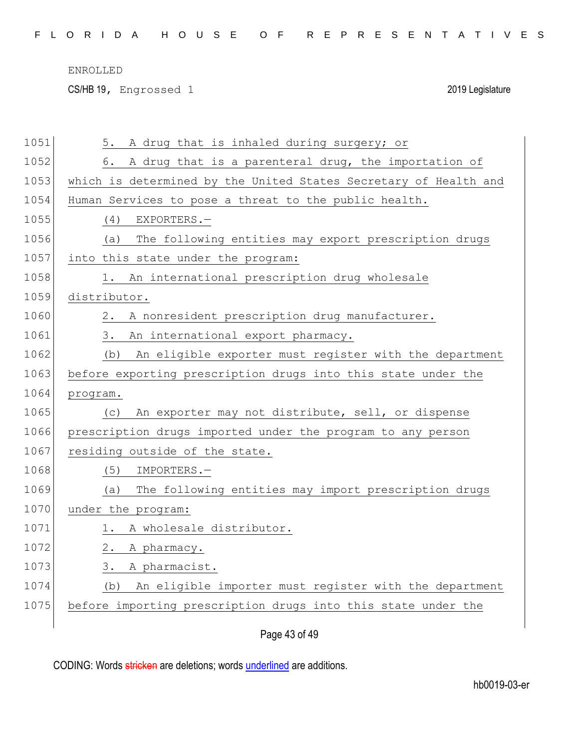5. A drug that is inhaled during surgery; or

6. A drug that is a parenteral drug, the importation of which is determined by the United States Secretary of Health and Human Services to pose a threat to the public health.

(4) EXPORTERS.—

(a) The following entities may export prescription drugs into this state under the program:

1. An international prescription drug wholesale distributor.

2. A nonresident prescription drug manufacturer.

3. An international export pharmacy.

(b) An eligible exporter must register with the department before exporting prescription drugs into this state under the program.

(c) An exporter may not distribute, sell, or dispense prescription drugs imported under the program to any person residing outside of the state.

(5) IMPORTERS.—

(a) The following entities may import prescription drugs under the program:

1. A wholesale distributor.

2. A pharmacy.

3. A pharmacist.

(b) An eligible importer must register with the department before importing prescription drugs into this state under the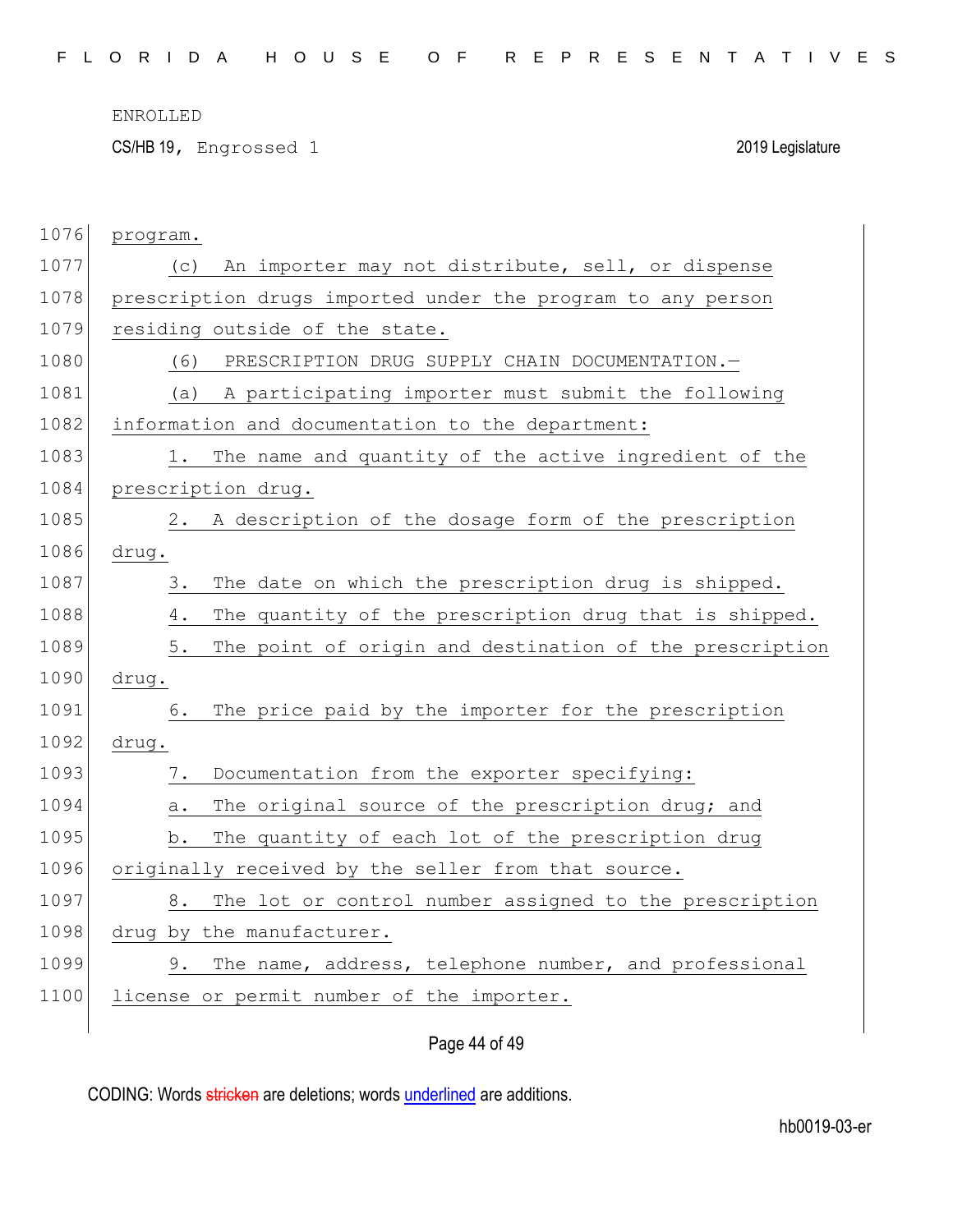program.

(c) An importer may not distribute, sell, or dispense prescription drugs imported under the program to any person residing outside of the state.

(6) PRESCRIPTION DRUG SUPPLY CHAIN DOCUMENTATION.—

(a) A participating importer must submit the following information and documentation to the department:

1. The name and quantity of the active ingredient of the prescription drug.

2. A description of the dosage form of the prescription drug.

3. The date on which the prescription drug is shipped.

4. The quantity of the prescription drug that is shipped.

5. The point of origin and destination of the prescription drug.

6. The price paid by the importer for the prescription drug.

7. Documentation from the exporter specifying:

a. The original source of the prescription drug; and

b. The quantity of each lot of the prescription drug originally received by the seller from that source.

8. The lot or control number assigned to the prescription drug by the manufacturer.

9. The name, address, telephone number, and professional license or permit number of the importer.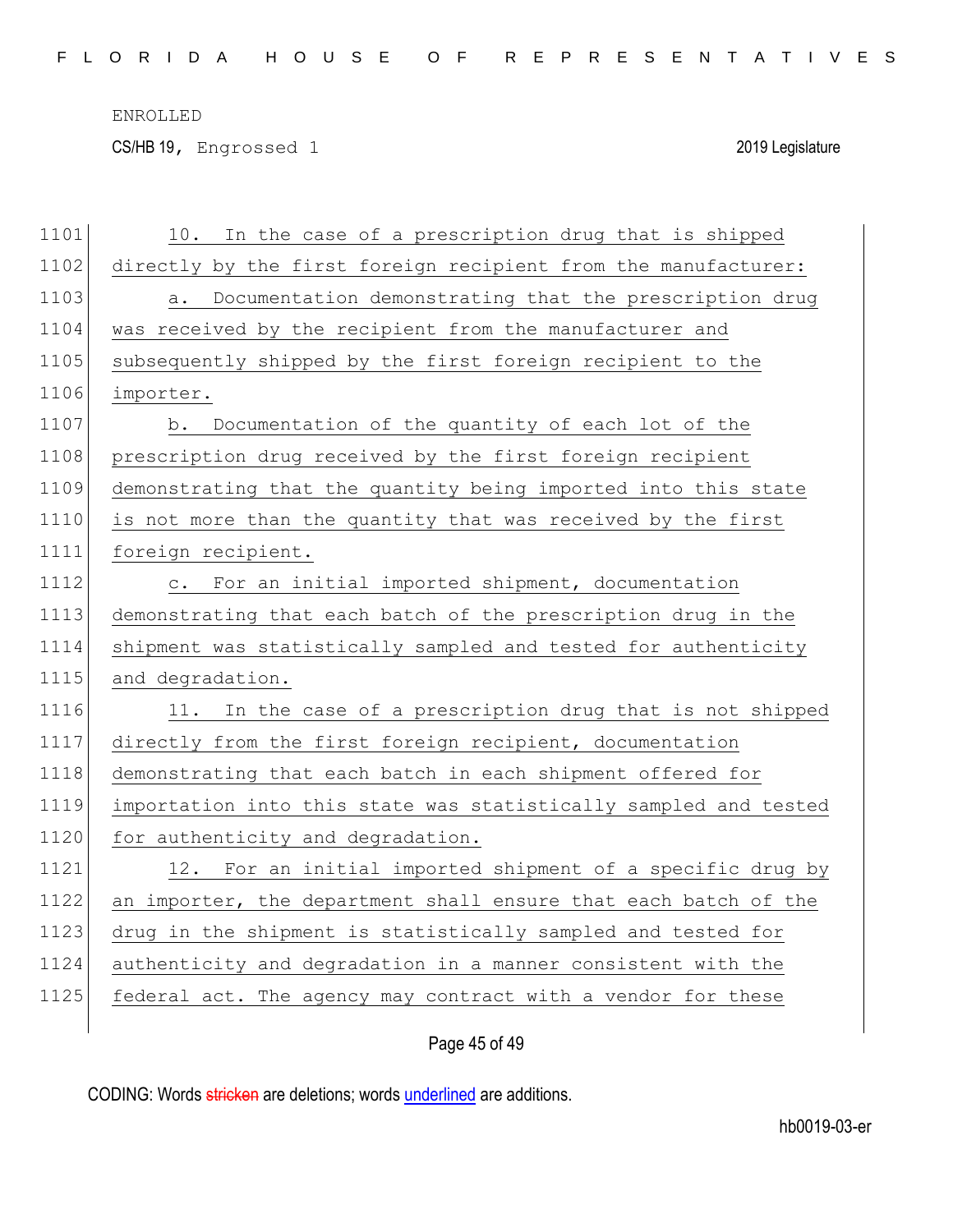10. In the case of a prescription drug that is shipped directly by the first foreign recipient from the manufacturer:

a. Documentation demonstrating that the prescription drug was received by the recipient from the manufacturer and subsequently shipped by the first foreign recipient to the importer.

b. Documentation of the quantity of each lot of the prescription drug received by the first foreign recipient demonstrating that the quantity being imported into this state is not more than the quantity that was received by the first foreign recipient.

c. For an initial imported shipment, documentation demonstrating that each batch of the prescription drug in the shipment was statistically sampled and tested for authenticity and degradation.

11. In the case of a prescription drug that is not shipped directly from the first foreign recipient, documentation demonstrating that each batch in each shipment offered for importation into this state was statistically sampled and tested for authenticity and degradation.

12. For an initial imported shipment of a specific drug by an importer, the department shall ensure that each batch of the drug in the shipment is statistically sampled and tested for authenticity and degradation in a manner consistent with the federal act. The agency may contract with a vendor for these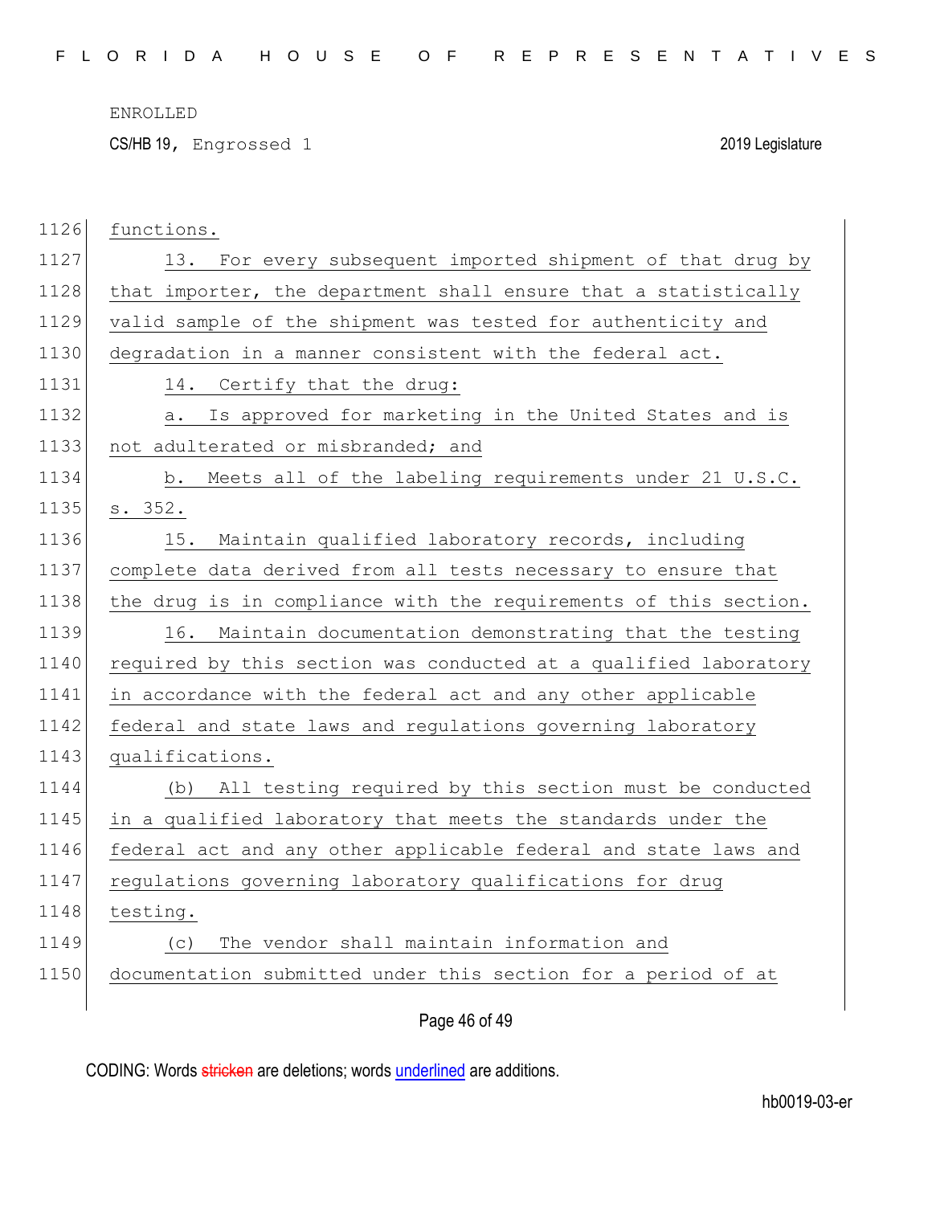functions.

13. For every subsequent imported shipment of that drug by that importer, the department shall ensure that a statistically valid sample of the shipment was tested for authenticity and degradation in a manner consistent with the federal act.

14. Certify that the drug:

a. Is approved for marketing in the United States and is not adulterated or misbranded; and

b. Meets all of the labeling requirements under 21 U.S.C. s. 352.

15. Maintain qualified laboratory records, including complete data derived from all tests necessary to ensure that the drug is in compliance with the requirements of this section.

16. Maintain documentation demonstrating that the testing required by this section was conducted at a qualified laboratory in accordance with the federal act and any other applicable federal and state laws and regulations governing laboratory qualifications.

(b) All testing required by this section must be conducted in a qualified laboratory that meets the standards under the federal act and any other applicable federal and state laws and regulations governing laboratory qualifications for drug testing.

(c) The vendor shall maintain information and documentation submitted under this section for a period of at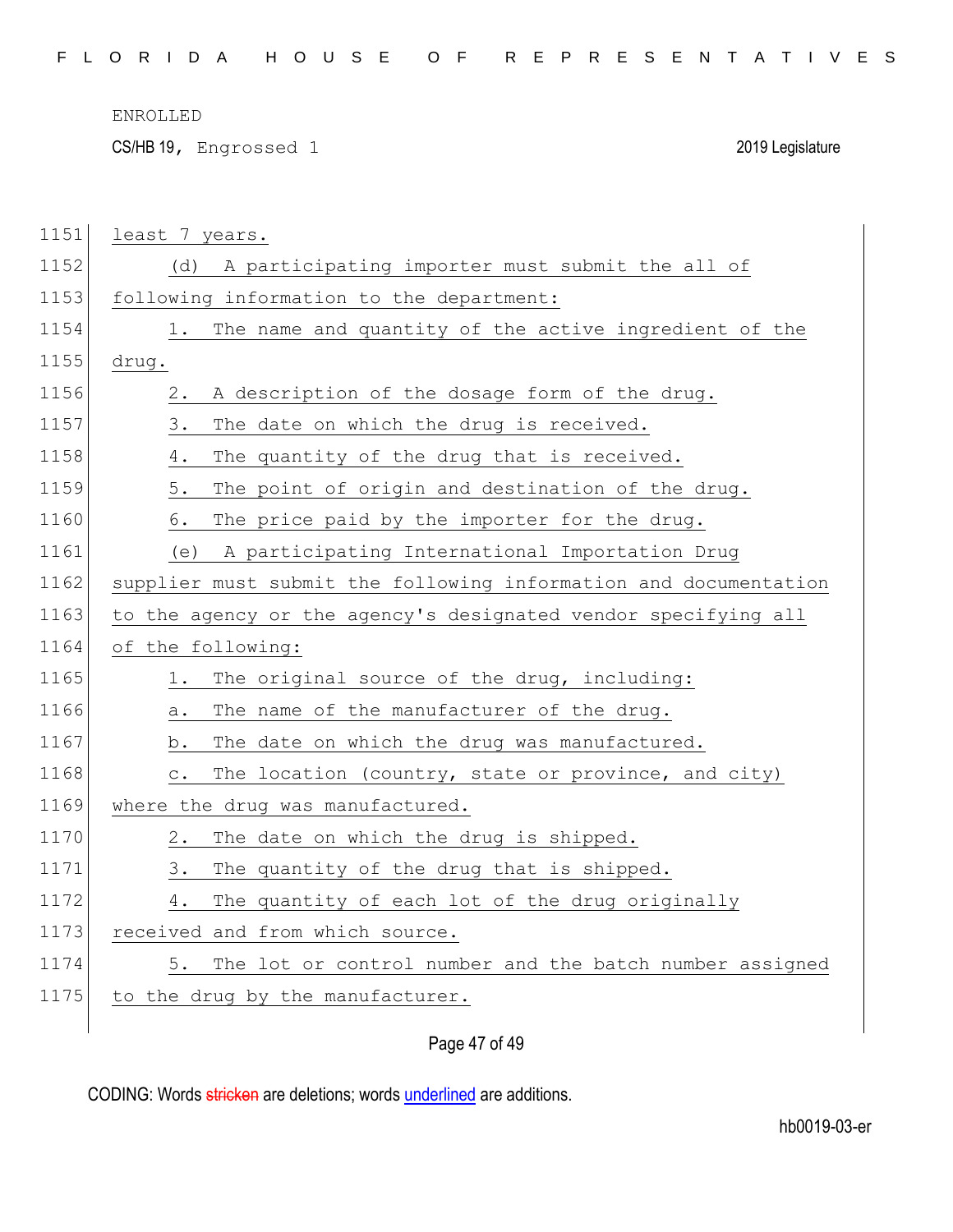least 7 years.

(d) A participating importer must submit the all of following information to the department:

1. The name and quantity of the active ingredient of the drug.

2. A description of the dosage form of the drug.

3. The date on which the drug is received.

4. The quantity of the drug that is received.

5. The point of origin and destination of the drug.

6. The price paid by the importer for the drug.

(e) A participating International Importation Drug supplier must submit the following information and documentation to the agency or the agency's designated vendor specifying all of the following:

1. The original source of the drug, including:

a. The name of the manufacturer of the drug.

b. The date on which the drug was manufactured.

c. The location (country, state or province, and city) where the drug was manufactured.

2. The date on which the drug is shipped.

3. The quantity of the drug that is shipped.

4. The quantity of each lot of the drug originally received and from which source.

5. The lot or control number and the batch number assigned to the drug by the manufacturer.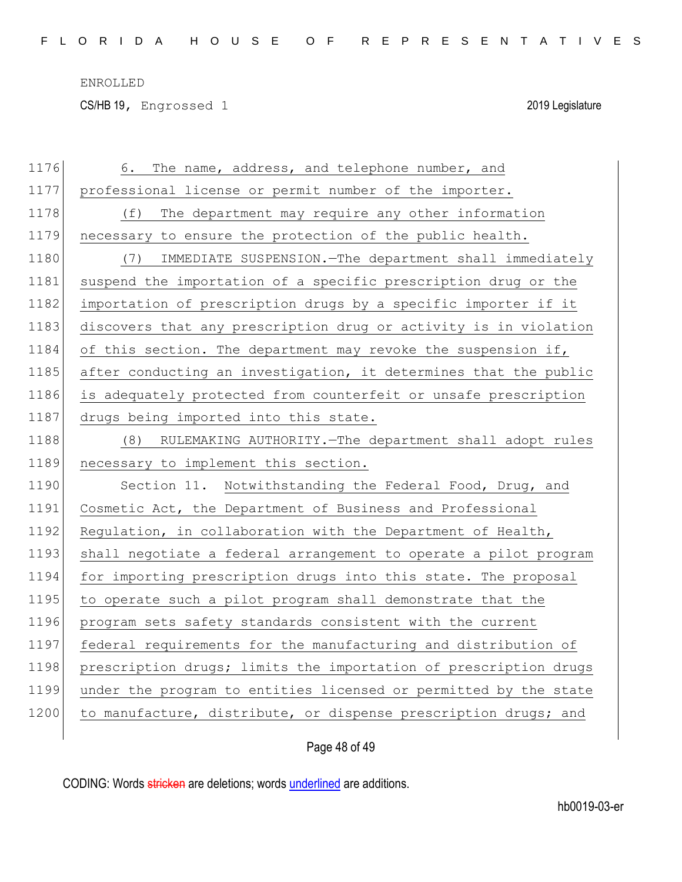6. The name, address, and telephone number, and professional license or permit number of the importer.

(f) The department may require any other information necessary to ensure the protection of the public health.

(7) IMMEDIATE SUSPENSION.—The department shall immediately suspend the importation of a specific prescription drug or the importation of prescription drugs by a specific importer if it discovers that any prescription drug or activity is in violation of this section. The department may revoke the suspension if, after conducting an investigation, it determines that the public is adequately protected from counterfeit or unsafe prescription drugs being imported into this state.

(8) RULEMAKING AUTHORITY.—The department shall adopt rules necessary to implement this section.

Section 11. Notwithstanding the Federal Food, Drug, and Cosmetic Act, the Department of Business and Professional Regulation, in collaboration with the Department of Health, shall negotiate a federal arrangement to operate a pilot program for importing prescription drugs into this state. The proposal to operate such a pilot program shall demonstrate that the program sets safety standards consistent with the current federal requirements for the manufacturing and distribution of prescription drugs; limits the importation of prescription drugs under the program to entities licensed or permitted by the state to manufacture, distribute, or dispense prescription drugs; and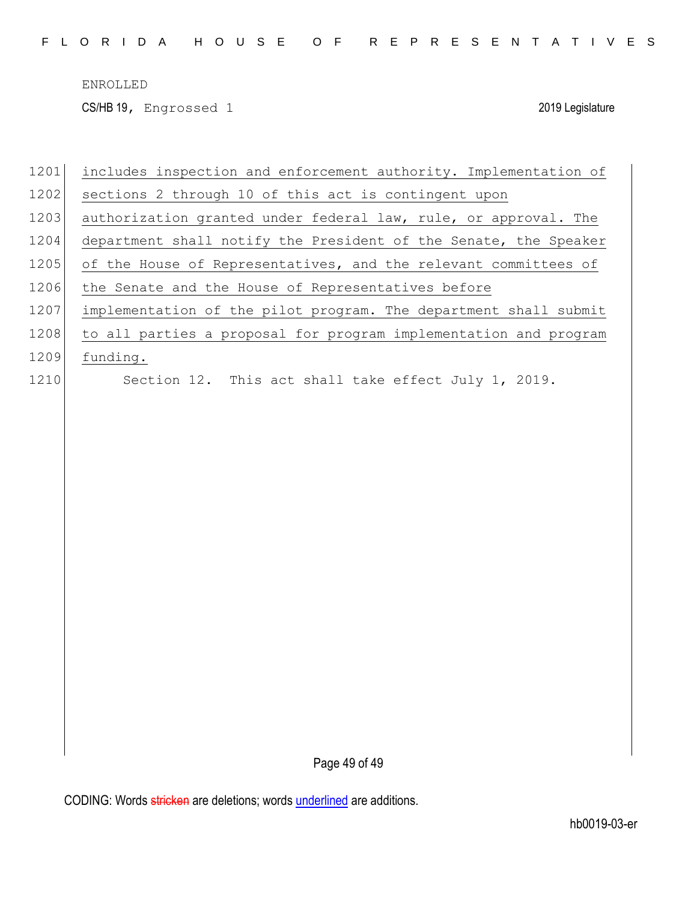ENROLLED

CS/HB 19, Engrossed 1 2019 Legislature

1201 includes inspection and enforcement authority. Implementation of
1202 sections 2 through 10 of this act is contingent upon
1203 authorization granted under federal law, rule, or approval. The
1204 department shall notify the President of the Senate, the Speaker
1205 of the House of Representatives, and the relevant committees of
1206 the Senate and the House of Representatives before
1207 implementation of the pilot program. The department shall submit
1208 to all parties a proposal for program implementation and program
1209 funding.
1210 Section 12. This act shall take effect July 1, 2019.

CODING: Words stricken are deletions; words underlined are additions.

hb0019-03-er